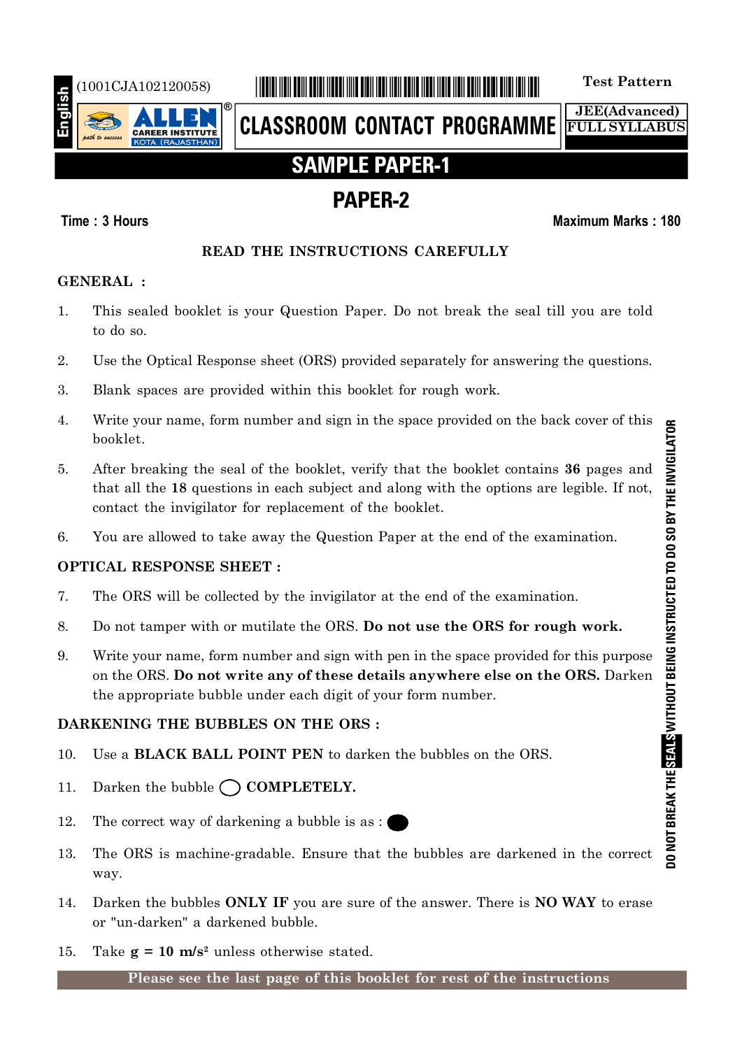English

(1001CJA102120058)

**Test Pattern**

ALLEN CAREER INSTITUTE KOTA (RAJASTHAN)

**CLASSROOM CONTACT PROGRAMME**

**JEE(Advanced)**
**FULL SYLLABUS**

# SAMPLE PAPER-1

## PAPER-2

**Time : 3 Hours** **Maximum Marks : 180**

### READ THE INSTRUCTIONS CAREFULLY

**GENERAL :**

1. This sealed booklet is your Question Paper. Do not break the seal till you are told to do so.
2. Use the Optical Response sheet (ORS) provided separately for answering the questions.
3. Blank spaces are provided within this booklet for rough work.
4. Write your name, form number and sign in the space provided on the back cover of this booklet.
5. After breaking the seal of the booklet, verify that the booklet contains **36** pages and that all the **18** questions in each subject and along with the options are legible. If not, contact the invigilator for replacement of the booklet.
6. You are allowed to take away the Question Paper at the end of the examination.

**OPTICAL RESPONSE SHEET :**

7. The ORS will be collected by the invigilator at the end of the examination.
8. Do not tamper with or mutilate the ORS. **Do not use the ORS for rough work.**
9. Write your name, form number and sign with pen in the space provided for this purpose on the ORS. **Do not write any of these details anywhere else on the ORS.** Darken the appropriate bubble under each digit of your form number.

**DARKENING THE BUBBLES ON THE ORS :**

10. Use a **BLACK BALL POINT PEN** to darken the bubbles on the ORS.
11. Darken the bubble ◯ **COMPLETELY.**
12. The correct way of darkening a bubble is as : ⬤
13. The ORS is machine-gradable. Ensure that the bubbles are darkened in the correct way.
14. Darken the bubbles **ONLY IF** you are sure of the answer. There is **NO WAY** to erase or "un-darken" a darkened bubble.
15. Take **g = 10 m/s²** unless otherwise stated.

**Please see the last page of this booklet for rest of the instructions**

DO NOT BREAK THE SEALS WITHOUT BEING INSTRUCTED TO DO SO BY THE INVIGILATOR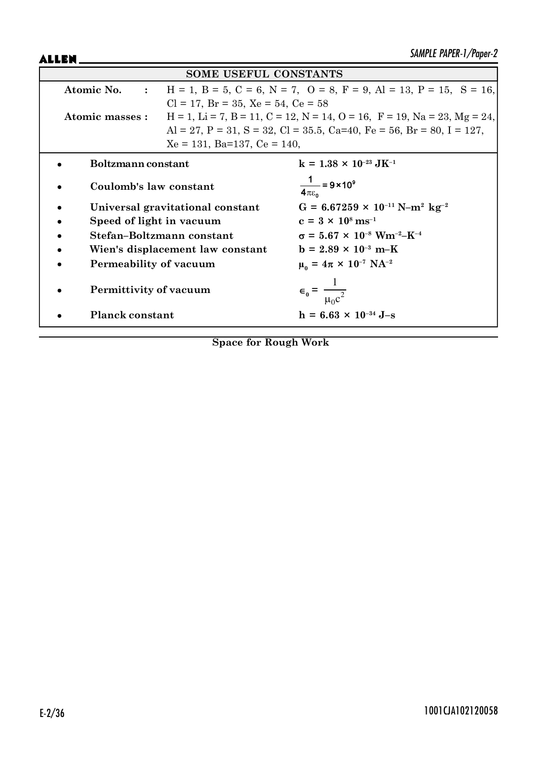## SOME USEFUL CONSTANTS

**Atomic No.** : H = 1, B = 5, C = 6, N = 7, O = 8, F = 9, Al = 13, P = 15, S = 16, Cl = 17, Br = 35, Xe = 54, Ce = 58

**Atomic masses :** H = 1, Li = 7, B = 11, C = 12, N = 14, O = 16, F = 19, Na = 23, Mg = 24, Al = 27, P = 31, S = 32, Cl = 35.5, Ca=40, Fe = 56, Br = 80, I = 127, Xe = 131, Ba=137, Ce = 140,

- **Boltzmann constant** $k = 1.38 \times 10^{-23}\ JK^{-1}$
- **Coulomb's law constant** $\frac{1}{4\pi\varepsilon_0} = 9 \times 10^9$
- **Universal gravitational constant** $G = 6.67259 \times 10^{-11}\ N\text{–}m^2\ kg^{-2}$
- **Speed of light in vacuum** $c = 3 \times 10^8\ ms^{-1}$
- **Stefan–Boltzmann constant** $\sigma = 5.67 \times 10^{-8}\ Wm^{-2}\text{–}K^{-4}$
- **Wien's displacement law constant** $b = 2.89 \times 10^{-3}\ m\text{–}K$
- **Permeability of vacuum** $\mu_0 = 4\pi \times 10^{-7}\ NA^{-2}$
- **Permittivity of vacuum** $\epsilon_0 = \frac{1}{\mu_0 c^2}$
- **Planck constant** $h = 6.63 \times 10^{-34}\ J\text{–}s$

**Space for Rough Work**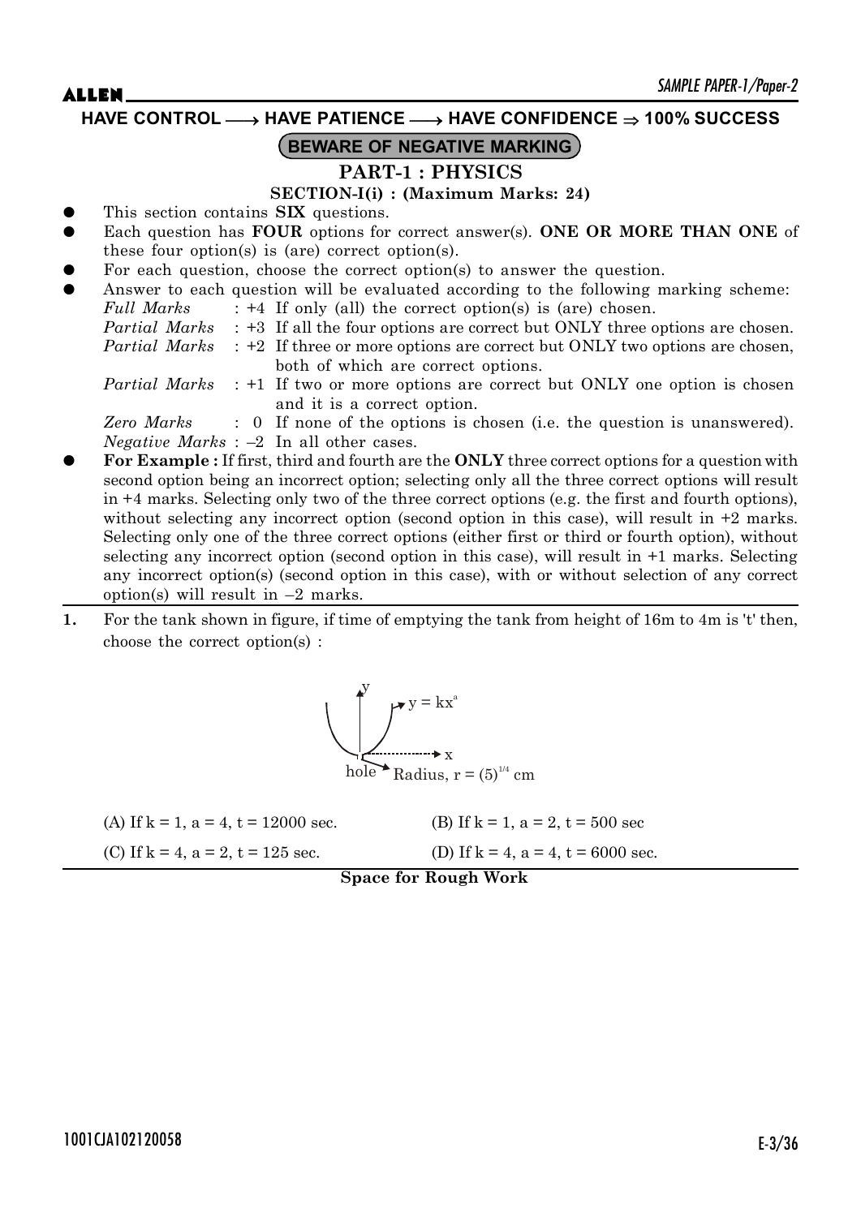**HAVE CONTROL ⟶ HAVE PATIENCE ⟶ HAVE CONFIDENCE ⇒ 100% SUCCESS**

**BEWARE OF NEGATIVE MARKING**

## PART-1 : PHYSICS

### SECTION-I(i) : (Maximum Marks: 24)

- This section contains **SIX** questions.
- Each question has **FOUR** options for correct answer(s). **ONE OR MORE THAN ONE** of these four option(s) is (are) correct option(s).
- For each question, choose the correct option(s) to answer the question.
- Answer to each question will be evaluated according to the following marking scheme:
  - *Full Marks* : +4 If only (all) the correct option(s) is (are) chosen.
  - *Partial Marks* : +3 If all the four options are correct but ONLY three options are chosen.
  - *Partial Marks* : +2 If three or more options are correct but ONLY two options are chosen, both of which are correct options.
  - *Partial Marks* : +1 If two or more options are correct but ONLY one option is chosen and it is a correct option.
  - *Zero Marks* : 0 If none of the options is chosen (i.e. the question is unanswered).
  - *Negative Marks* : –2 In all other cases.
- **For Example :** If first, third and fourth are the **ONLY** three correct options for a question with second option being an incorrect option; selecting only all the three correct options will result in +4 marks. Selecting only two of the three correct options (e.g. the first and fourth options), without selecting any incorrect option (second option in this case), will result in +2 marks. Selecting only one of the three correct options (either first or third or fourth option), without selecting any incorrect option (second option in this case), will result in +1 marks. Selecting any incorrect option(s) (second option in this case), with or without selection of any correct option(s) will result in –2 marks.

**1.** For the tank shown in figure, if time of emptying the tank from height of 16m to 4m is 't' then, choose the correct option(s) :

$y = kx^a$

hole, Radius, $r = (5)^{1/4}$ cm

(A) If k = 1, a = 4, t = 12000 sec.

(B) If k = 1, a = 2, t = 500 sec

(C) If k = 4, a = 2, t = 125 sec.

(D) If k = 4, a = 4, t = 6000 sec.

**Space for Rough Work**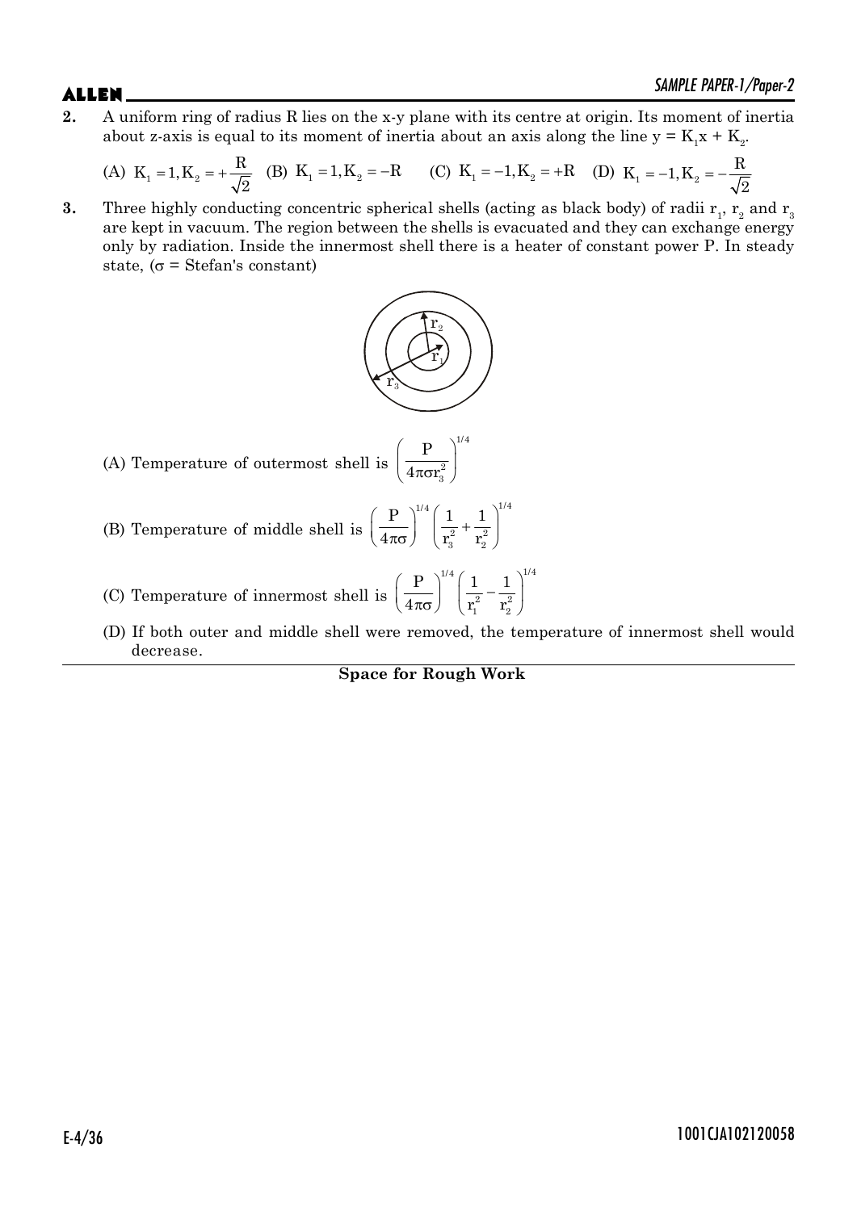**2.** A uniform ring of radius R lies on the x-y plane with its centre at origin. Its moment of inertia about z-axis is equal to its moment of inertia about an axis along the line $y = K_1x + K_2$.

(A) $K_1 = 1, K_2 = +\frac{R}{\sqrt{2}}$ (B) $K_1 = 1, K_2 = -R$ (C) $K_1 = -1, K_2 = +R$ (D) $K_1 = -1, K_2 = -\frac{R}{\sqrt{2}}$

**3.** Three highly conducting concentric spherical shells (acting as black body) of radii $r_1$, $r_2$ and $r_3$ are kept in vacuum. The region between the shells is evacuated and they can exchange energy only by radiation. Inside the innermost shell there is a heater of constant power P. In steady state, ($\sigma$ = Stefan's constant)

(A) Temperature of outermost shell is $\left(\frac{P}{4\pi\sigma r_3^2}\right)^{1/4}$

(B) Temperature of middle shell is $\left(\frac{P}{4\pi\sigma}\right)^{1/4}\left(\frac{1}{r_3^2}+\frac{1}{r_2^2}\right)^{1/4}$

(C) Temperature of innermost shell is $\left(\frac{P}{4\pi\sigma}\right)^{1/4}\left(\frac{1}{r_1^2}-\frac{1}{r_2^2}\right)^{1/4}$

(D) If both outer and middle shell were removed, the temperature of innermost shell would decrease.

**Space for Rough Work**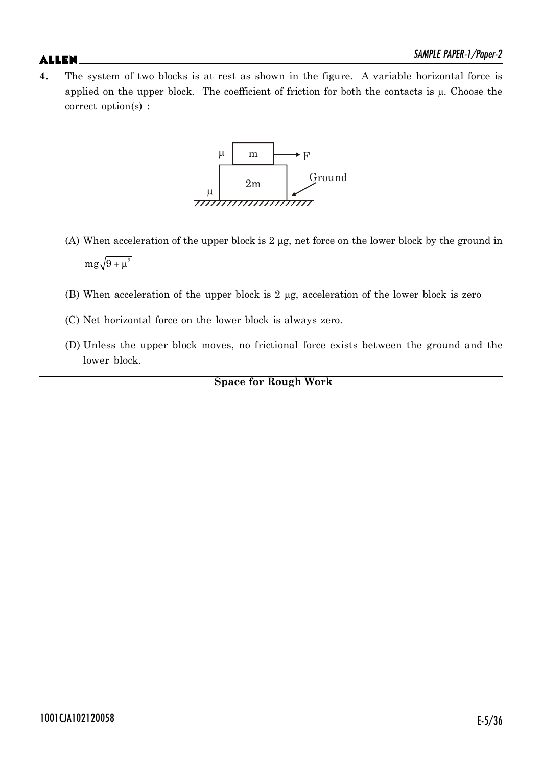4. The system of two blocks is at rest as shown in the figure. A variable horizontal force is applied on the upper block. The coefficient of friction for both the contacts is $\mu$. Choose the correct option(s) :

(A) When acceleration of the upper block is $2\ \mu g$, net force on the lower block by the ground in $mg\sqrt{9+\mu^2}$

(B) When acceleration of the upper block is $2\ \mu g$, acceleration of the lower block is zero

(C) Net horizontal force on the lower block is always zero.

(D) Unless the upper block moves, no frictional force exists between the ground and the lower block.

**Space for Rough Work**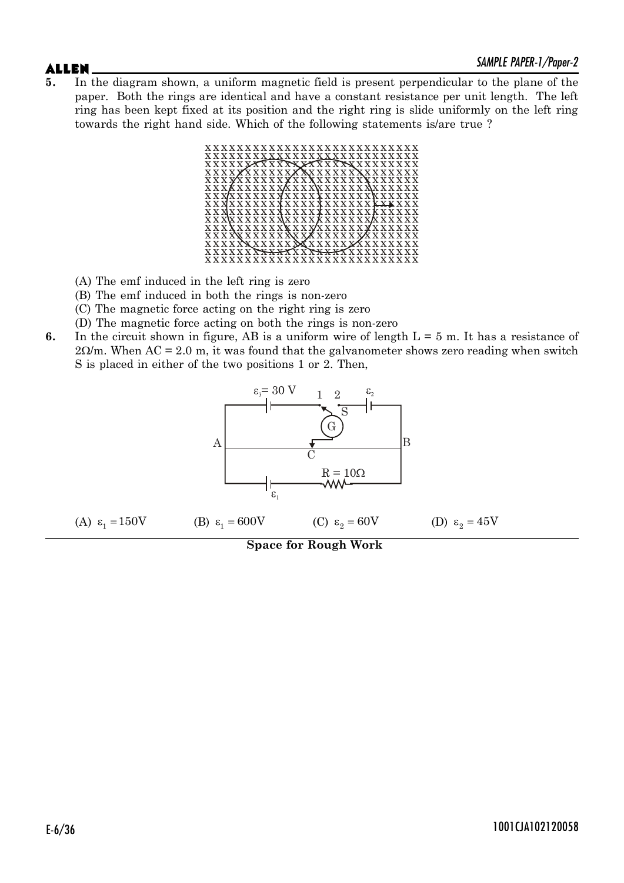**5.** In the diagram shown, a uniform magnetic field is present perpendicular to the plane of the paper. Both the rings are identical and have a constant resistance per unit length. The left ring has been kept fixed at its position and the right ring is slide uniformly on the left ring towards the right hand side. Which of the following statements is/are true ?

(A) The emf induced in the left ring is zero

(B) The emf induced in both the rings is non-zero

(C) The magnetic force acting on the right ring is zero

(D) The magnetic force acting on both the rings is non-zero

**6.** In the circuit shown in figure, AB is a uniform wire of length L = 5 m. It has a resistance of 2Ω/m. When AC = 2.0 m, it was found that the galvanometer shows zero reading when switch S is placed in either of the two positions 1 or 2. Then,

(A) $\varepsilon_1 = 150\text{V}$ (B) $\varepsilon_1 = 600\text{V}$ (C) $\varepsilon_2 = 60\text{V}$ (D) $\varepsilon_2 = 45\text{V}$

**Space for Rough Work**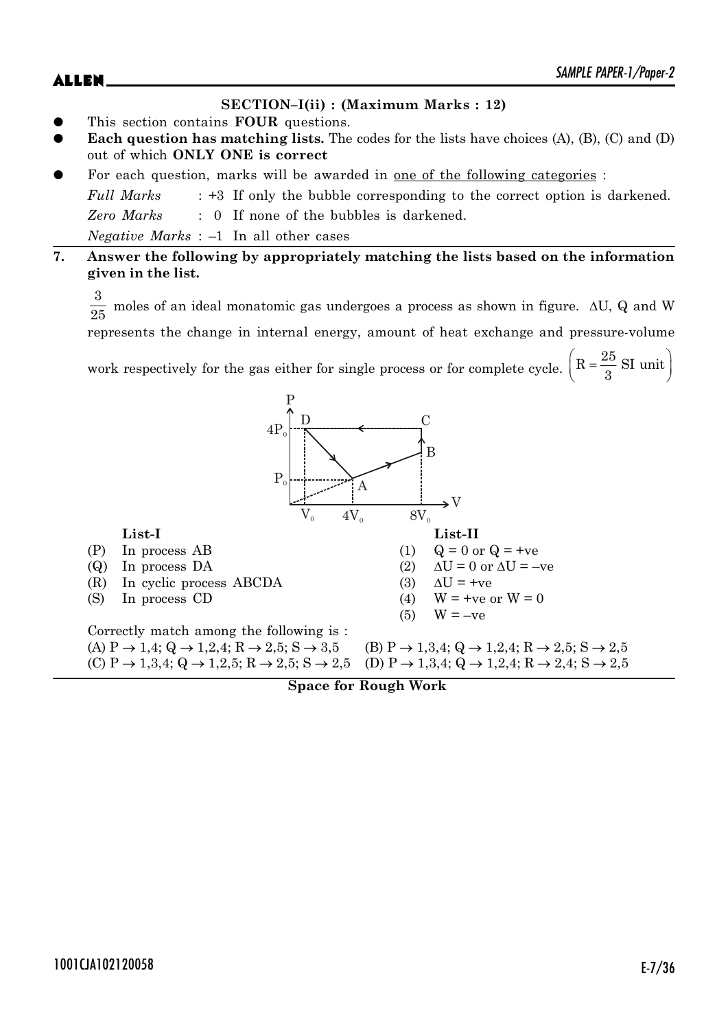## SECTION–I(ii) : (Maximum Marks : 12)

- This section contains **FOUR** questions.
- **Each question has matching lists.** The codes for the lists have choices (A), (B), (C) and (D) out of which **ONLY ONE is correct**
- For each question, marks will be awarded in <u>one of the following categories</u> :

  *Full Marks* : +3 If only the bubble corresponding to the correct option is darkened.

  *Zero Marks* : 0 If none of the bubbles is darkened.

  *Negative Marks* : –1 In all other cases

**7. Answer the following by appropriately matching the lists based on the information given in the list.**

$\frac{3}{25}$ moles of an ideal monatomic gas undergoes a process as shown in figure. $\Delta U$, Q and W represents the change in internal energy, amount of heat exchange and pressure-volume work respectively for the gas either for single process or for complete cycle. $\left(R = \frac{25}{3} \text{ SI unit}\right)$

| | List-I | | List-II |
|---|---|---|---|
| (P) | In process AB | (1) | $Q = 0$ or $Q = +ve$ |
| (Q) | In process DA | (2) | $\Delta U = 0$ or $\Delta U = -ve$ |
| (R) | In cyclic process ABCDA | (3) | $\Delta U = +ve$ |
| (S) | In process CD | (4) | $W = +ve$ or $W = 0$ |
| | | (5) | $W = -ve$ |

Correctly match among the following is :

(A) $P \rightarrow 1,4$; $Q \rightarrow 1,2,4$; $R \rightarrow 2,5$; $S \rightarrow 3,5$

(B) $P \rightarrow 1,3,4$; $Q \rightarrow 1,2,4$; $R \rightarrow 2,5$; $S \rightarrow 2,5$

(C) $P \rightarrow 1,3,4$; $Q \rightarrow 1,2,5$; $R \rightarrow 2,5$; $S \rightarrow 2,5$

(D) $P \rightarrow 1,3,4$; $Q \rightarrow 1,2,4$; $R \rightarrow 2,4$; $S \rightarrow 2,5$

**Space for Rough Work**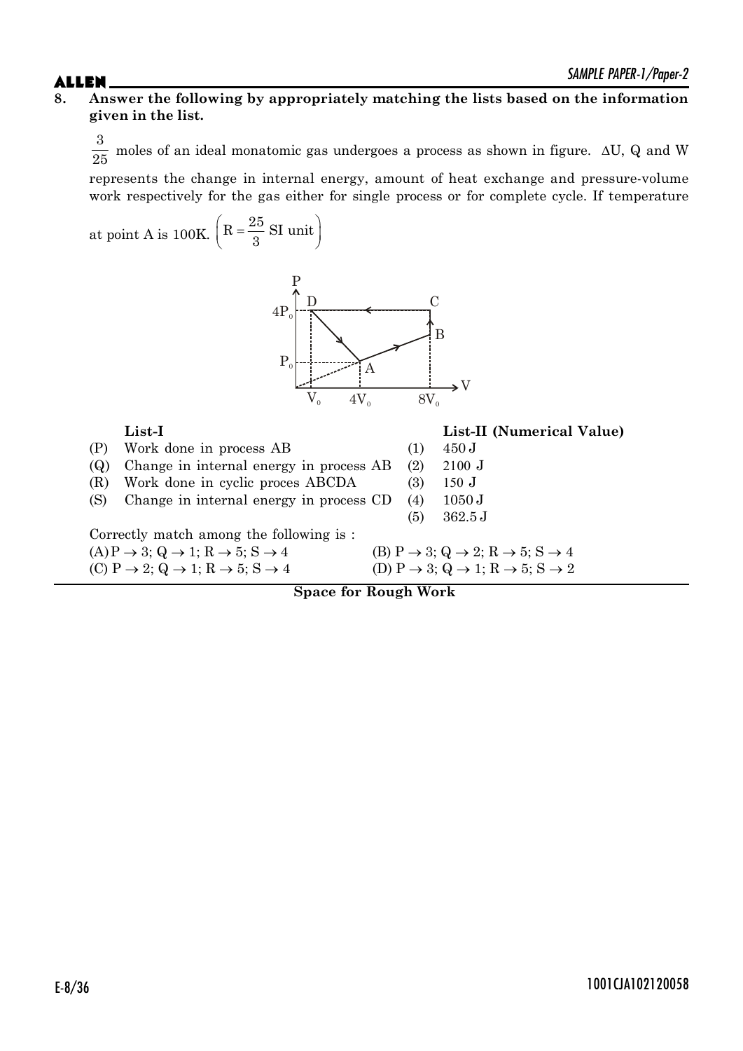**8. Answer the following by appropriately matching the lists based on the information given in the list.**

$\frac{3}{25}$ moles of an ideal monatomic gas undergoes a process as shown in figure. $\Delta U$, Q and W represents the change in internal energy, amount of heat exchange and pressure-volume work respectively for the gas either for single process or for complete cycle. If temperature at point A is 100K. $\left(R = \frac{25}{3} \text{ SI unit}\right)$

| | List-I | | List-II (Numerical Value) |
|---|---|---|---|
| (P) | Work done in process AB | (1) | 450 J |
| (Q) | Change in internal energy in process AB | (2) | 2100 J |
| (R) | Work done in cyclic proces ABCDA | (3) | 150 J |
| (S) | Change in internal energy in process CD | (4) | 1050 J |
| | | (5) | 362.5 J |

Correctly match among the following is :

(A) $P \rightarrow 3; Q \rightarrow 1; R \rightarrow 5; S \rightarrow 4$

(B) $P \rightarrow 3; Q \rightarrow 2; R \rightarrow 5; S \rightarrow 4$

(C) $P \rightarrow 2; Q \rightarrow 1; R \rightarrow 5; S \rightarrow 4$

(D) $P \rightarrow 3; Q \rightarrow 1; R \rightarrow 5; S \rightarrow 2$

**Space for Rough Work**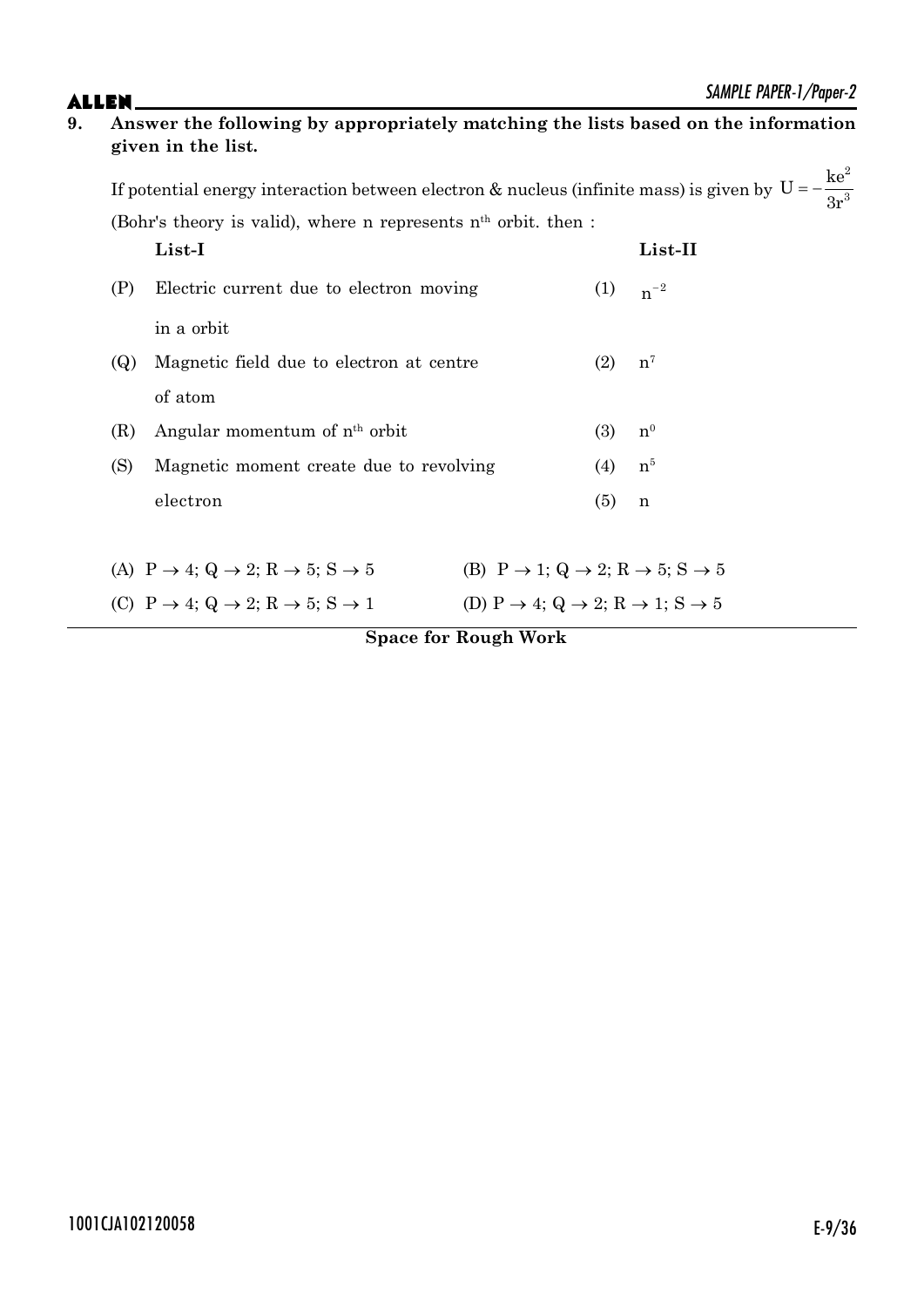**9. Answer the following by appropriately matching the lists based on the information given in the list.**

If potential energy interaction between electron & nucleus (infinite mass) is given by $U = -\frac{ke^2}{3r^3}$ (Bohr's theory is valid), where n represents $n^{th}$ orbit. then :

| | List-I | | List-II |
|---|---|---|---|
| (P) | Electric current due to electron moving in a orbit | (1) | $n^{-2}$ |
| (Q) | Magnetic field due to electron at centre of atom | (2) | $n^7$ |
| (R) | Angular momentum of $n^{th}$ orbit | (3) | $n^0$ |
| (S) | Magnetic moment create due to revolving electron | (4) | $n^5$ |
| | | (5) | n |

(A) $P \to 4;\ Q \to 2;\ R \to 5;\ S \to 5$

(B) $P \to 1;\ Q \to 2;\ R \to 5;\ S \to 5$

(C) $P \to 4;\ Q \to 2;\ R \to 5;\ S \to 1$

(D) $P \to 4;\ Q \to 2;\ R \to 1;\ S \to 5$

**Space for Rough Work**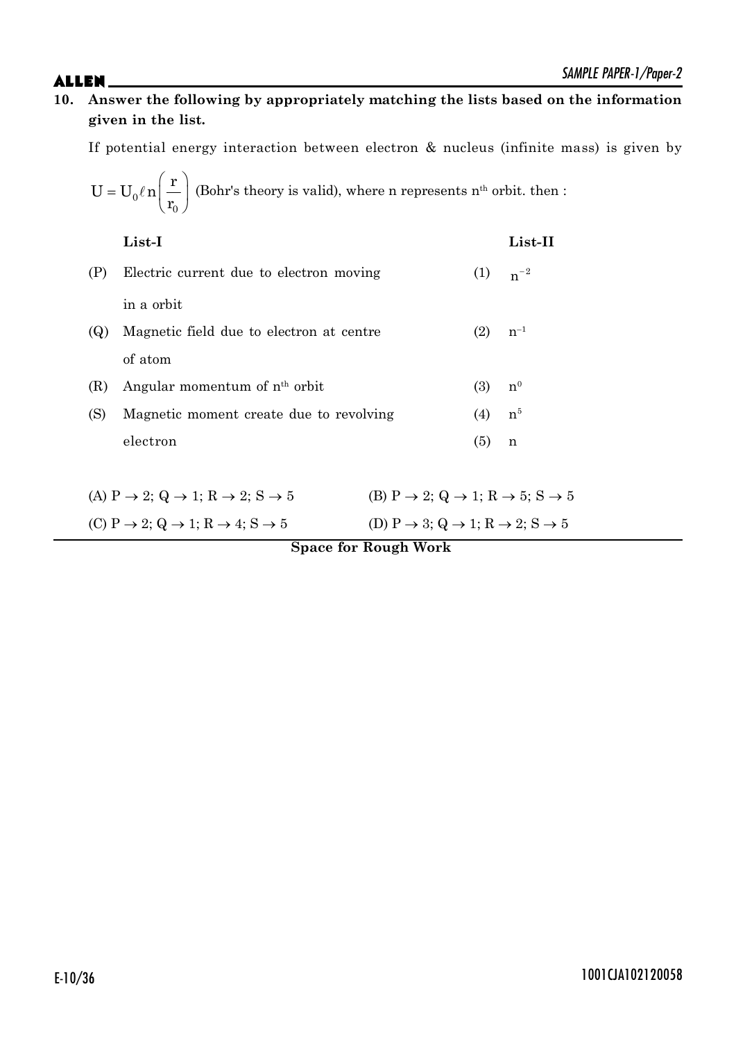**10. Answer the following by appropriately matching the lists based on the information given in the list.**

If potential energy interaction between electron & nucleus (infinite mass) is given by $U = U_0 \ell n\left(\frac{r}{r_0}\right)$ (Bohr's theory is valid), where n represents $n^{th}$ orbit. then :

| | **List-I** | | **List-II** |
|---|---|---|---|
| (P) | Electric current due to electron moving in a orbit | (1) | $n^{-2}$ |
| (Q) | Magnetic field due to electron at centre of atom | (2) | $n^{-1}$ |
| (R) | Angular momentum of $n^{th}$ orbit | (3) | $n^0$ |
| (S) | Magnetic moment create due to revolving electron | (4) | $n^5$ |
| | | (5) | n |

(A) $P \rightarrow 2; Q \rightarrow 1; R \rightarrow 2; S \rightarrow 5$

(B) $P \rightarrow 2; Q \rightarrow 1; R \rightarrow 5; S \rightarrow 5$

(C) $P \rightarrow 2; Q \rightarrow 1; R \rightarrow 4; S \rightarrow 5$

(D) $P \rightarrow 3; Q \rightarrow 1; R \rightarrow 2; S \rightarrow 5$

**Space for Rough Work**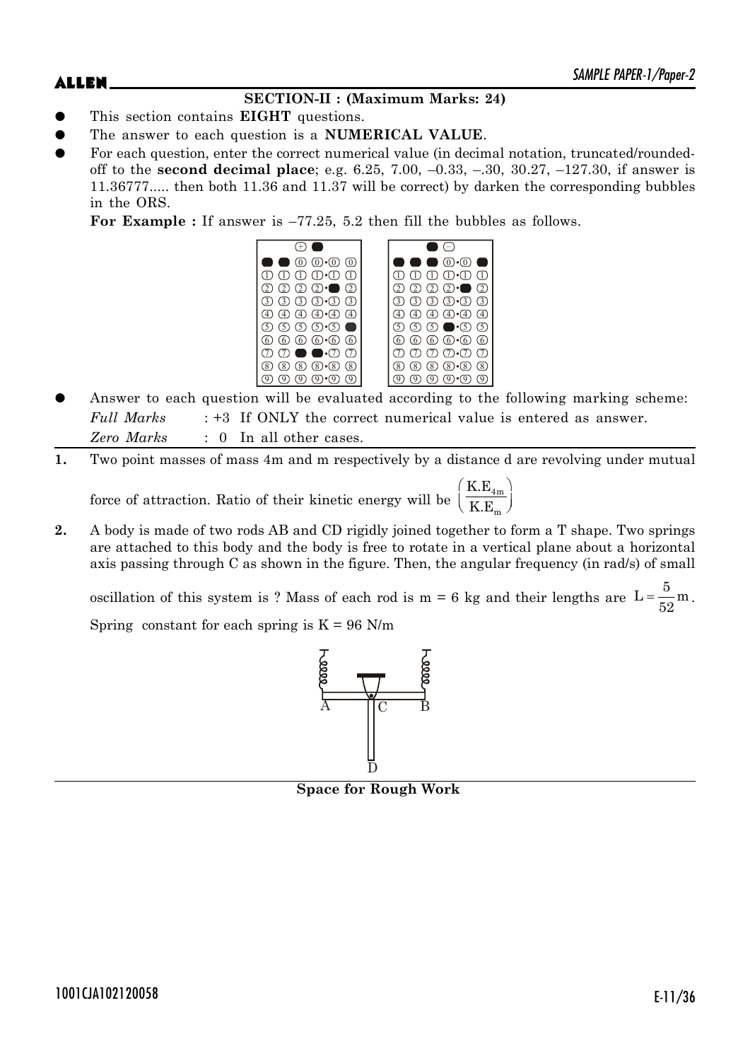## SECTION-II : (Maximum Marks: 24)

- This section contains **EIGHT** questions.
- The answer to each question is a **NUMERICAL VALUE**.
- For each question, enter the correct numerical value (in decimal notation, truncated/rounded-off to the **second decimal place**; e.g. 6.25, 7.00, –0.33, –.30, 30.27, –127.30, if answer is 11.36777..... then both 11.36 and 11.37 will be correct) by darken the corresponding bubbles in the ORS.

  **For Example :** If answer is –77.25, 5.2 then fill the bubbles as follows.

- Answer to each question will be evaluated according to the following marking scheme:

  *Full Marks* : +3 If ONLY the correct numerical value is entered as answer.

  *Zero Marks* : 0 In all other cases.

**1.** Two point masses of mass 4m and m respectively by a distance d are revolving under mutual force of attraction. Ratio of their kinetic energy will be $\left(\frac{K.E_{4m}}{K.E_{m}}\right)$

**2.** A body is made of two rods AB and CD rigidly joined together to form a T shape. Two springs are attached to this body and the body is free to rotate in a vertical plane about a horizontal axis passing through C as shown in the figure. Then, the angular frequency (in rad/s) of small oscillation of this system is ? Mass of each rod is m = 6 kg and their lengths are $L = \frac{5}{52}m$.

Spring constant for each spring is K = 96 N/m

**Space for Rough Work**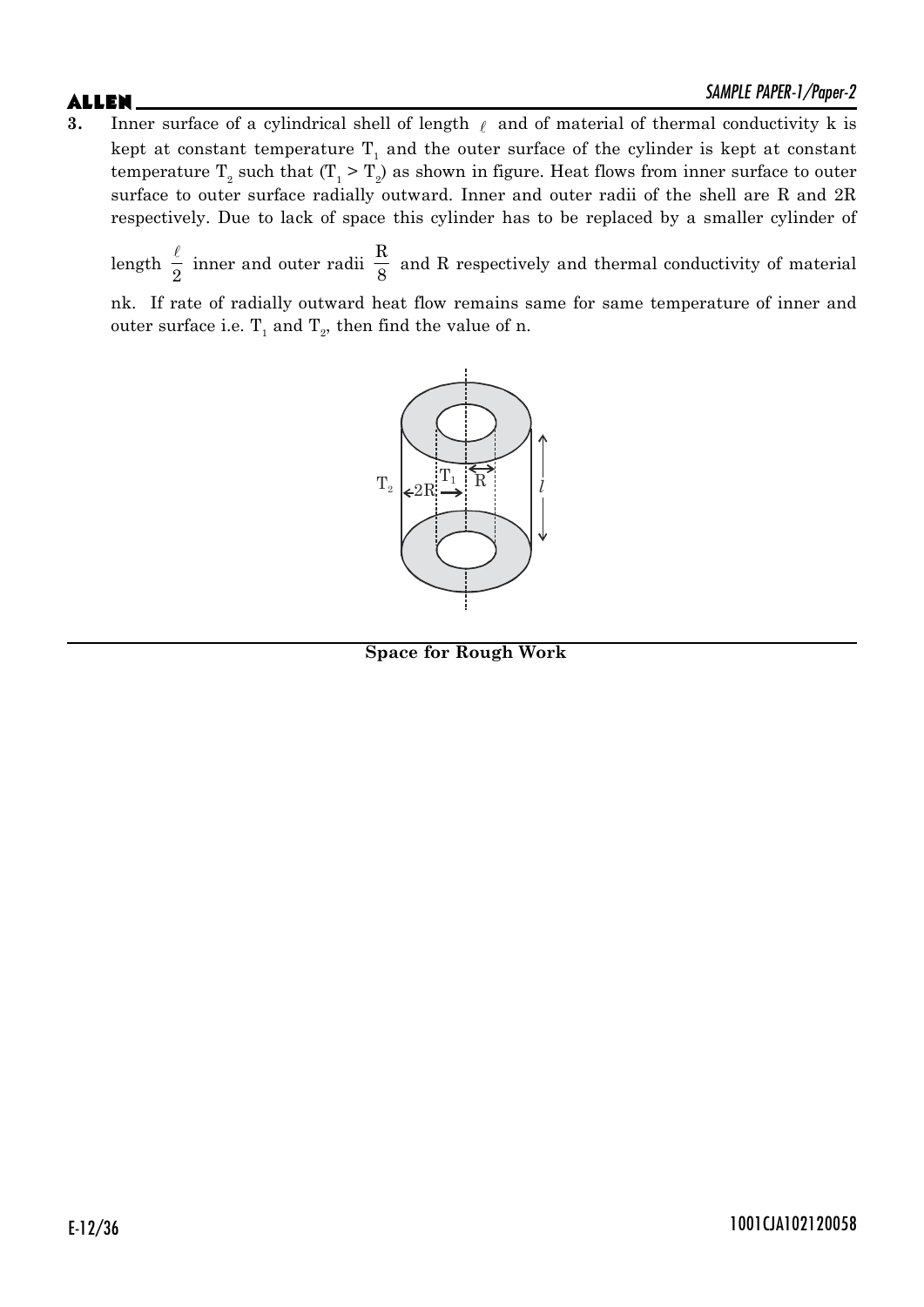**3.** Inner surface of a cylindrical shell of length $\ell$ and of material of thermal conductivity k is kept at constant temperature $T_1$ and the outer surface of the cylinder is kept at constant temperature $T_2$ such that $(T_1 > T_2)$ as shown in figure. Heat flows from inner surface to outer surface to outer surface radially outward. Inner and outer radii of the shell are R and 2R respectively. Due to lack of space this cylinder has to be replaced by a smaller cylinder of length $\frac{\ell}{2}$ inner and outer radii $\frac{R}{8}$ and R respectively and thermal conductivity of material nk. If rate of radially outward heat flow remains same for same temperature of inner and outer surface i.e. $T_1$ and $T_2$, then find the value of n.

**Space for Rough Work**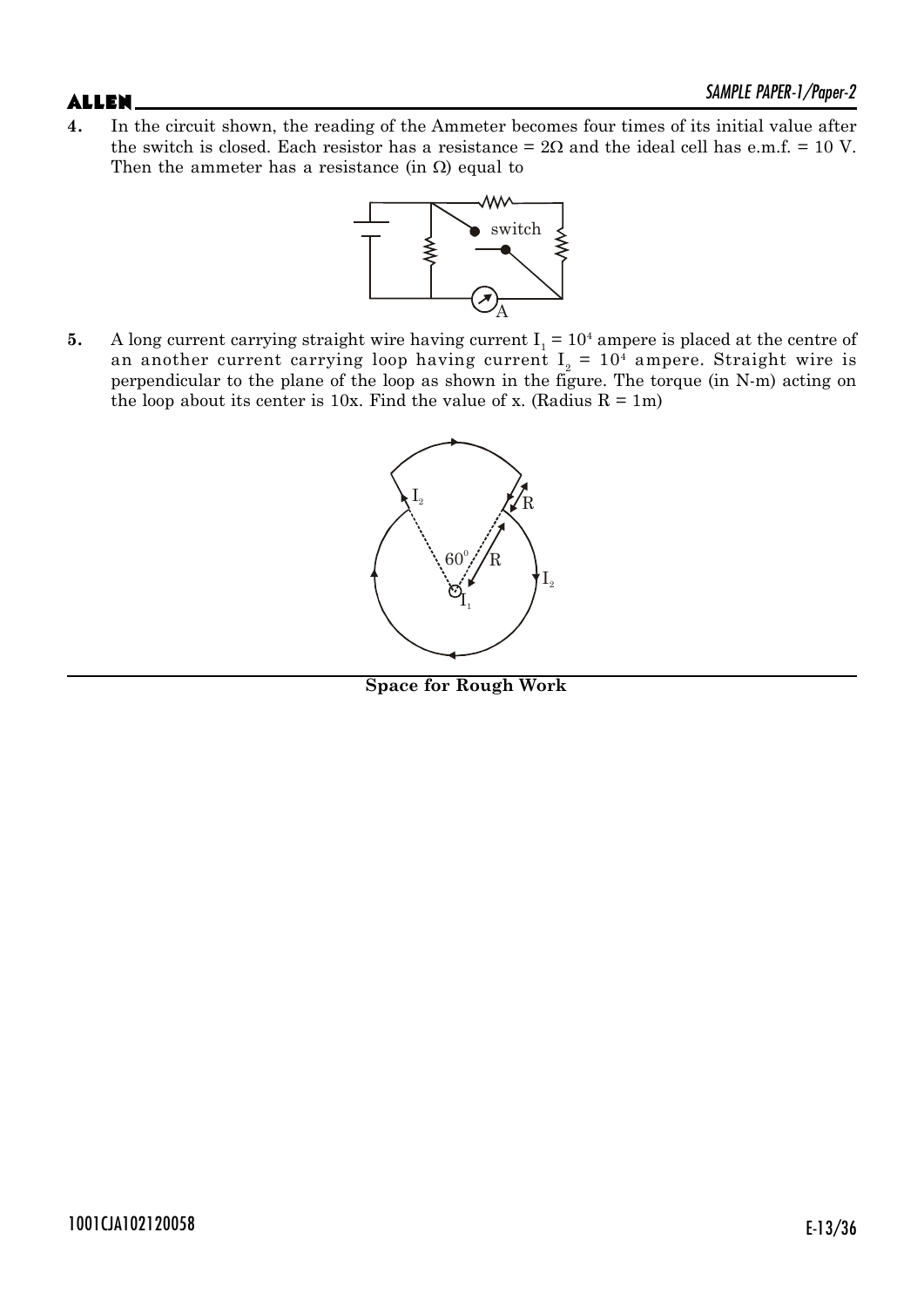**4.** In the circuit shown, the reading of the Ammeter becomes four times of its initial value after the switch is closed. Each resistor has a resistance = $2\Omega$ and the ideal cell has e.m.f. = 10 V. Then the ammeter has a resistance (in $\Omega$) equal to

**5.** A long current carrying straight wire having current $I_1 = 10^4$ ampere is placed at the centre of an another current carrying loop having current $I_2 = 10^4$ ampere. Straight wire is perpendicular to the plane of the loop as shown in the figure. The torque (in N-m) acting on the loop about its center is 10x. Find the value of x. (Radius R = 1m)

**Space for Rough Work**

1001CJA102120058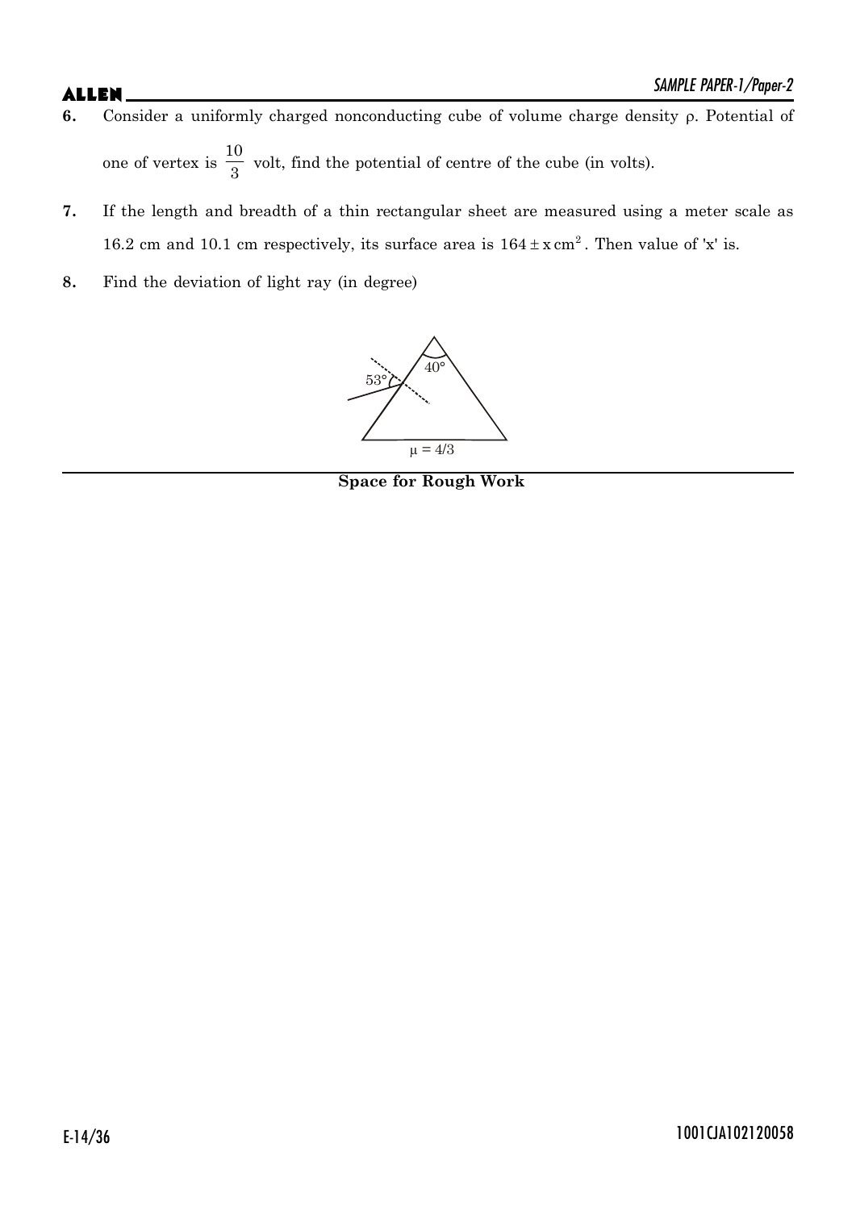**6.** Consider a uniformly charged nonconducting cube of volume charge density ρ. Potential of one of vertex is $\frac{10}{3}$ volt, find the potential of centre of the cube (in volts).

**7.** If the length and breadth of a thin rectangular sheet are measured using a meter scale as 16.2 cm and 10.1 cm respectively, its surface area is $164 \pm x\,\text{cm}^2$. Then value of 'x' is.

**8.** Find the deviation of light ray (in degree)

53°

40°

$\mu = 4/3$

**Space for Rough Work**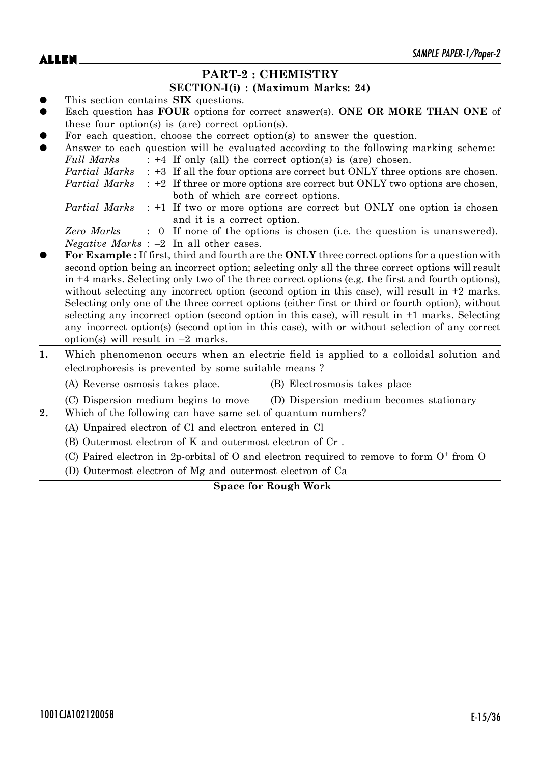## PART-2 : CHEMISTRY

### SECTION-I(i) : (Maximum Marks: 24)

- This section contains **SIX** questions.
- Each question has **FOUR** options for correct answer(s). **ONE OR MORE THAN ONE** of these four option(s) is (are) correct option(s).
- For each question, choose the correct option(s) to answer the question.
- Answer to each question will be evaluated according to the following marking scheme:
  - *Full Marks* : +4 If only (all) the correct option(s) is (are) chosen.
  - *Partial Marks* : +3 If all the four options are correct but ONLY three options are chosen.
  - *Partial Marks* : +2 If three or more options are correct but ONLY two options are chosen, both of which are correct options.
  - *Partial Marks* : +1 If two or more options are correct but ONLY one option is chosen and it is a correct option.
  - *Zero Marks* : 0 If none of the options is chosen (i.e. the question is unanswered).
  - *Negative Marks* : –2 In all other cases.
- **For Example :** If first, third and fourth are the **ONLY** three correct options for a question with second option being an incorrect option; selecting only all the three correct options will result in +4 marks. Selecting only two of the three correct options (e.g. the first and fourth options), without selecting any incorrect option (second option in this case), will result in +2 marks. Selecting only one of the three correct options (either first or third or fourth option), without selecting any incorrect option (second option in this case), will result in +1 marks. Selecting any incorrect option(s) (second option in this case), with or without selection of any correct option(s) will result in –2 marks.

**1.** Which phenomenon occurs when an electric field is applied to a colloidal solution and electrophoresis is prevented by some suitable means ?

(A) Reverse osmosis takes place.

(B) Electrosmosis takes place

(C) Dispersion medium begins to move

(D) Dispersion medium becomes stationary

**2.** Which of the following can have same set of quantum numbers?

(A) Unpaired electron of Cl and electron entered in Cl

(B) Outermost electron of K and outermost electron of Cr .

(C) Paired electron in 2p-orbital of O and electron required to remove to form $O^+$ from O

(D) Outermost electron of Mg and outermost electron of Ca

**Space for Rough Work**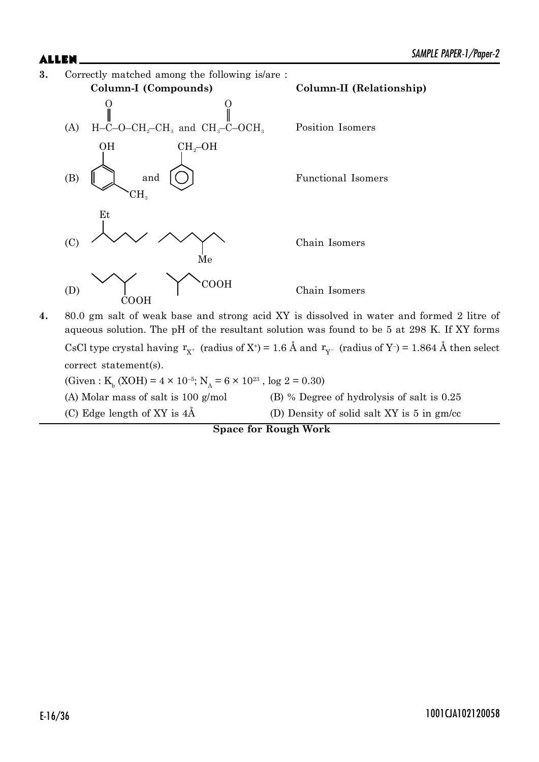**3.** Correctly matched among the following is/are :

| | Column-I (Compounds) | Column-II (Relationship) |
|---|---|---|
| (A) | $H-\overset{O}{\overset{\|\|}{C}}-O-CH_2-CH_3$ and $CH_3-\overset{O}{\overset{\|\|}{C}}-OCH_3$ | Position Isomers |
| (B) | (3-methylphenol: benzene ring with OH and $CH_3$) and (benzyl alcohol: benzene ring with $CH_2-OH$) | Functional Isomers |
| (C) | (skeletal chain with Et branch) and (skeletal chain with Me branch) | Chain Isomers |
| (D) | (skeletal chain with COOH branch) and (branched skeletal chain with terminal COOH) | Chain Isomers |

**4.** 80.0 gm salt of weak base and strong acid XY is dissolved in water and formed 2 litre of aqueous solution. The pH of the resultant solution was found to be 5 at 298 K. If XY forms CsCl type crystal having $r_{X^+}$ (radius of $X^+$) = 1.6 Å and $r_{Y^-}$ (radius of $Y^-$) = 1.864 Å then select correct statement(s).

(Given : $K_b$ (XOH) = $4 \times 10^{-5}$; $N_A = 6 \times 10^{23}$ , log 2 = 0.30)

(A) Molar mass of salt is 100 g/mol

(B) % Degree of hydrolysis of salt is 0.25

(C) Edge length of XY is 4Å

(D) Density of solid salt XY is 5 in gm/cc

**Space for Rough Work**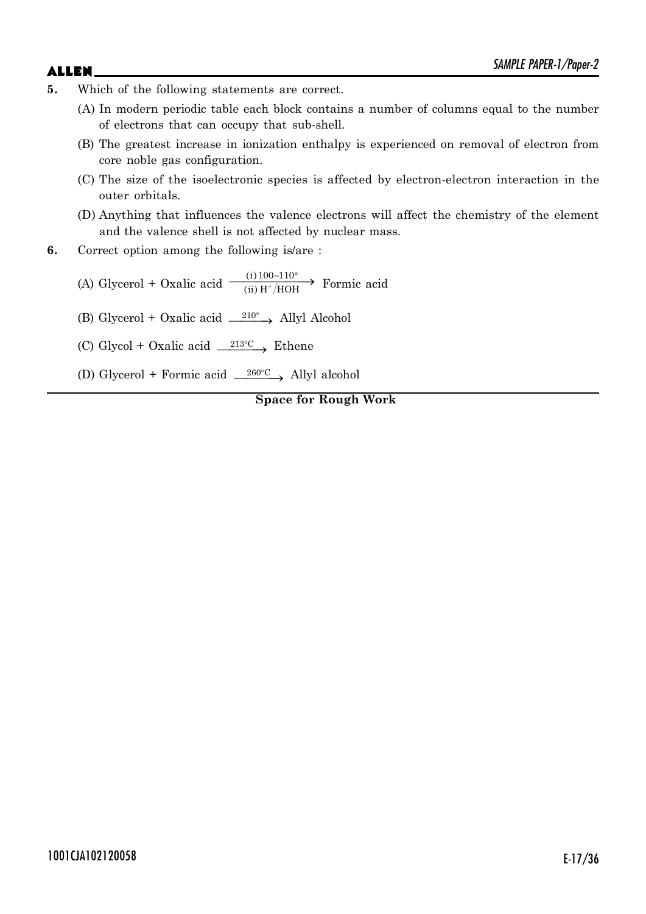**5.** Which of the following statements are correct.

(A) In modern periodic table each block contains a number of columns equal to the number of electrons that can occupy that sub-shell.

(B) The greatest increase in ionization enthalpy is experienced on removal of electron from core noble gas configuration.

(C) The size of the isoelectronic species is affected by electron-electron interaction in the outer orbitals.

(D) Anything that influences the valence electrons will affect the chemistry of the element and the valence shell is not affected by nuclear mass.

**6.** Correct option among the following is/are :

(A) Glycerol + Oxalic acid $\xrightarrow[\text{(ii) } H^+/HOH]{\text{(i) } 100\text{–}110^\circ}$ Formic acid

(B) Glycerol + Oxalic acid $\xrightarrow{210^\circ}$ Allyl Alcohol

(C) Glycol + Oxalic acid $\xrightarrow{213^\circ C}$ Ethene

(D) Glycerol + Formic acid $\xrightarrow{260^\circ C}$ Allyl alcohol

**Space for Rough Work**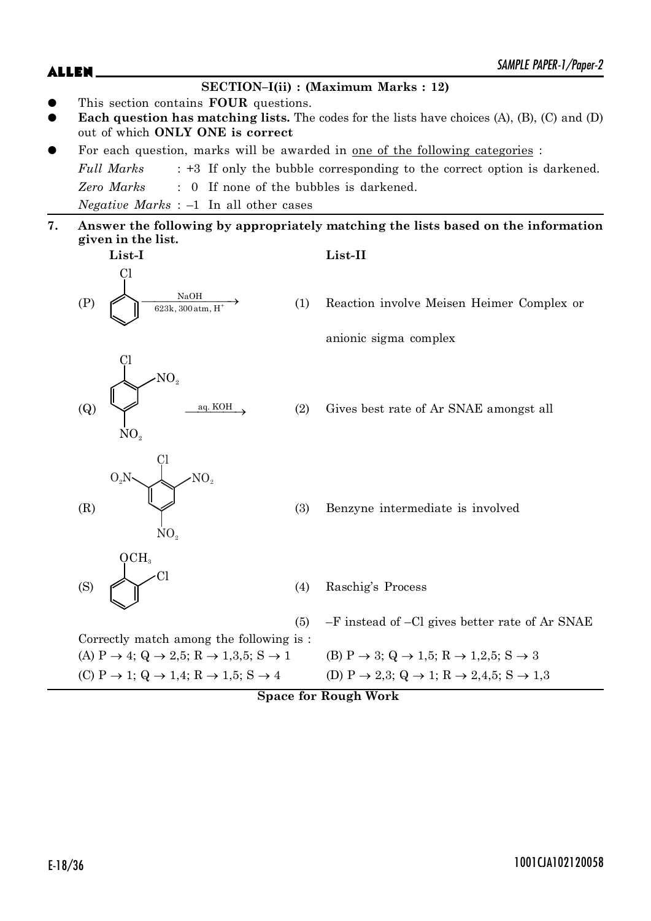## SECTION–I(ii) : (Maximum Marks : 12)

- This section contains **FOUR** questions.
- **Each question has matching lists.** The codes for the lists have choices (A), (B), (C) and (D) out of which **ONLY ONE is correct**
- For each question, marks will be awarded in one of the following categories :

  *Full Marks* : +3 If only the bubble corresponding to the correct option is darkened.

  *Zero Marks* : 0 If none of the bubbles is darkened.

  *Negative Marks* : –1 In all other cases

**7. Answer the following by appropriately matching the lists based on the information given in the list.**

| List-I | List-II |
|---|---|
| (P) Chlorobenzene $\xrightarrow[623k,\ 300\,atm,\ H^+]{NaOH}$ | (1) Reaction involve Meisen Heimer Complex or anionic sigma complex |
| (Q) 1-Chloro-2,4-dinitrobenzene $\xrightarrow{aq.\ KOH}$ | (2) Gives best rate of Ar SNAE amongst all |
| (R) 2-Chloro-1,3,5-trinitrobenzene (Cl with $O_2N$, $NO_2$ at both ortho positions and $NO_2$ at para position) | (3) Benzyne intermediate is involved |
| (S) 2-Chloroanisole ($OCH_3$ with Cl at ortho position) | (4) Raschig's Process |
| | (5) –F instead of –Cl gives better rate of Ar SNAE |

Correctly match among the following is :

(A) P → 4; Q → 2,5; R → 1,3,5; S → 1

(B) P → 3; Q → 1,5; R → 1,2,5; S → 3

(C) P → 1; Q → 1,4; R → 1,5; S → 4

(D) P → 2,3; Q → 1; R → 2,4,5; S → 1,3

**Space for Rough Work**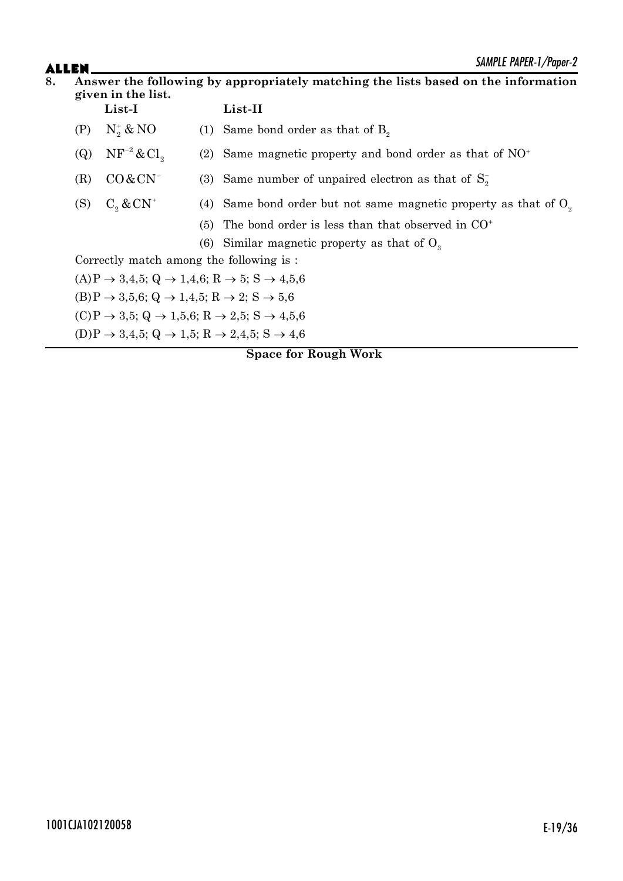**8. Answer the following by appropriately matching the lists based on the information given in the list.**

| | List-I | | List-II |
|---|---|---|---|
| (P) | $N_2^+$ & NO | (1) | Same bond order as that of $B_2$ |
| (Q) | $NF^{-2}$ & $Cl_2$ | (2) | Same magnetic property and bond order as that of $NO^+$ |
| (R) | CO & $CN^-$ | (3) | Same number of unpaired electron as that of $S_2^-$ |
| (S) | $C_2$ & $CN^+$ | (4) | Same bond order but not same magnetic property as that of $O_2$ |
| | | (5) | The bond order is less than that observed in $CO^+$ |
| | | (6) | Similar magnetic property as that of $O_3$ |

Correctly match among the following is :

(A) P → 3,4,5; Q → 1,4,6; R → 5; S → 4,5,6

(B) P → 3,5,6; Q → 1,4,5; R → 2; S → 5,6

(C) P → 3,5; Q → 1,5,6; R → 2,5; S → 4,5,6

(D) P → 3,4,5; Q → 1,5; R → 2,4,5; S → 4,6

**Space for Rough Work**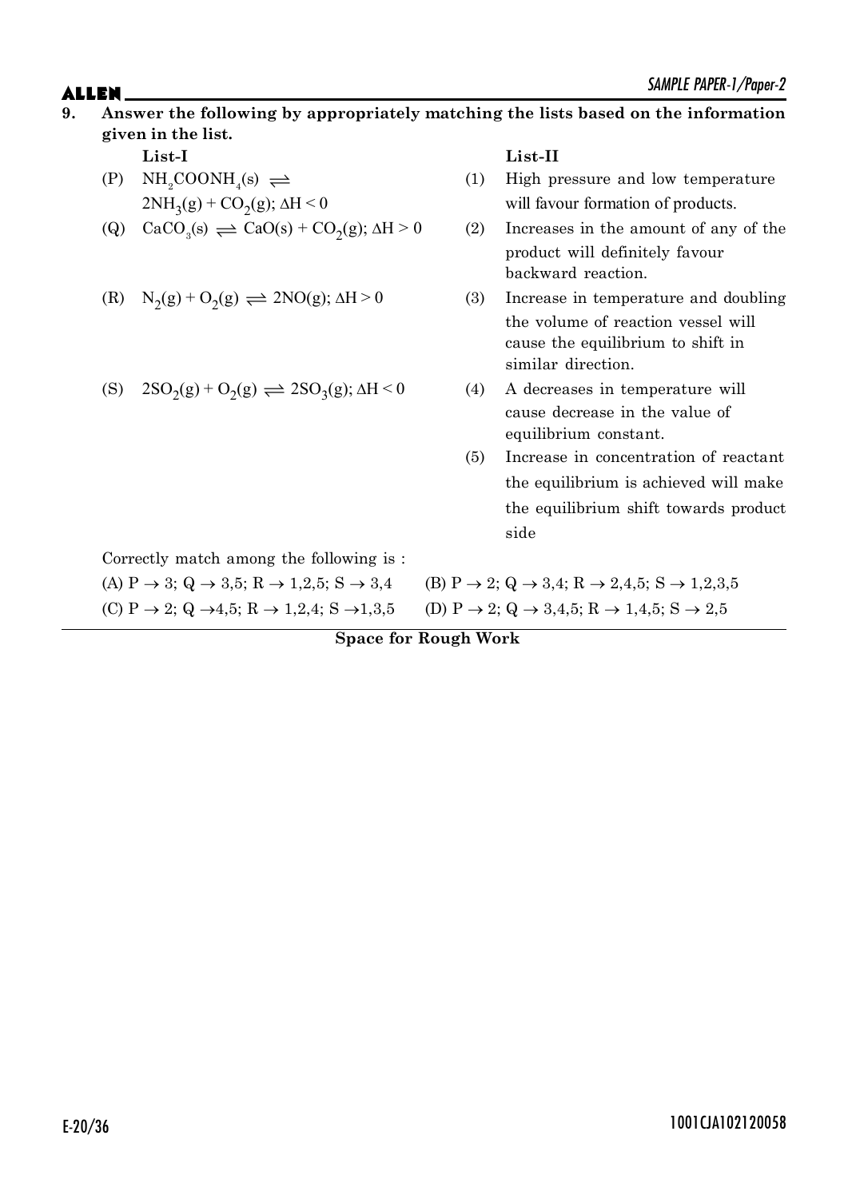**9. Answer the following by appropriately matching the lists based on the information given in the list.**

| | **List-I** | | **List-II** |
|---|---|---|---|
| (P) | $NH_2COONH_4(s) \rightleftharpoons 2NH_3(g) + CO_2(g); \Delta H < 0$ | (1) | High pressure and low temperature will favour formation of products. |
| (Q) | $CaCO_3(s) \rightleftharpoons CaO(s) + CO_2(g); \Delta H > 0$ | (2) | Increases in the amount of any of the product will definitely favour backward reaction. |
| (R) | $N_2(g) + O_2(g) \rightleftharpoons 2NO(g); \Delta H > 0$ | (3) | Increase in temperature and doubling the volume of reaction vessel will cause the equilibrium to shift in similar direction. |
| (S) | $2SO_2(g) + O_2(g) \rightleftharpoons 2SO_3(g); \Delta H < 0$ | (4) | A decreases in temperature will cause decrease in the value of equilibrium constant. |
| | | (5) | Increase in concentration of reactant the equilibrium is achieved will make the equilibrium shift towards product side |

Correctly match among the following is :

(A) $P \rightarrow 3$; $Q \rightarrow 3,5$; $R \rightarrow 1,2,5$; $S \rightarrow 3,4$

(B) $P \rightarrow 2$; $Q \rightarrow 3,4$; $R \rightarrow 2,4,5$; $S \rightarrow 1,2,3,5$

(C) $P \rightarrow 2$; $Q \rightarrow 4,5$; $R \rightarrow 1,2,4$; $S \rightarrow 1,3,5$

(D) $P \rightarrow 2$; $Q \rightarrow 3,4,5$; $R \rightarrow 1,4,5$; $S \rightarrow 2,5$

**Space for Rough Work**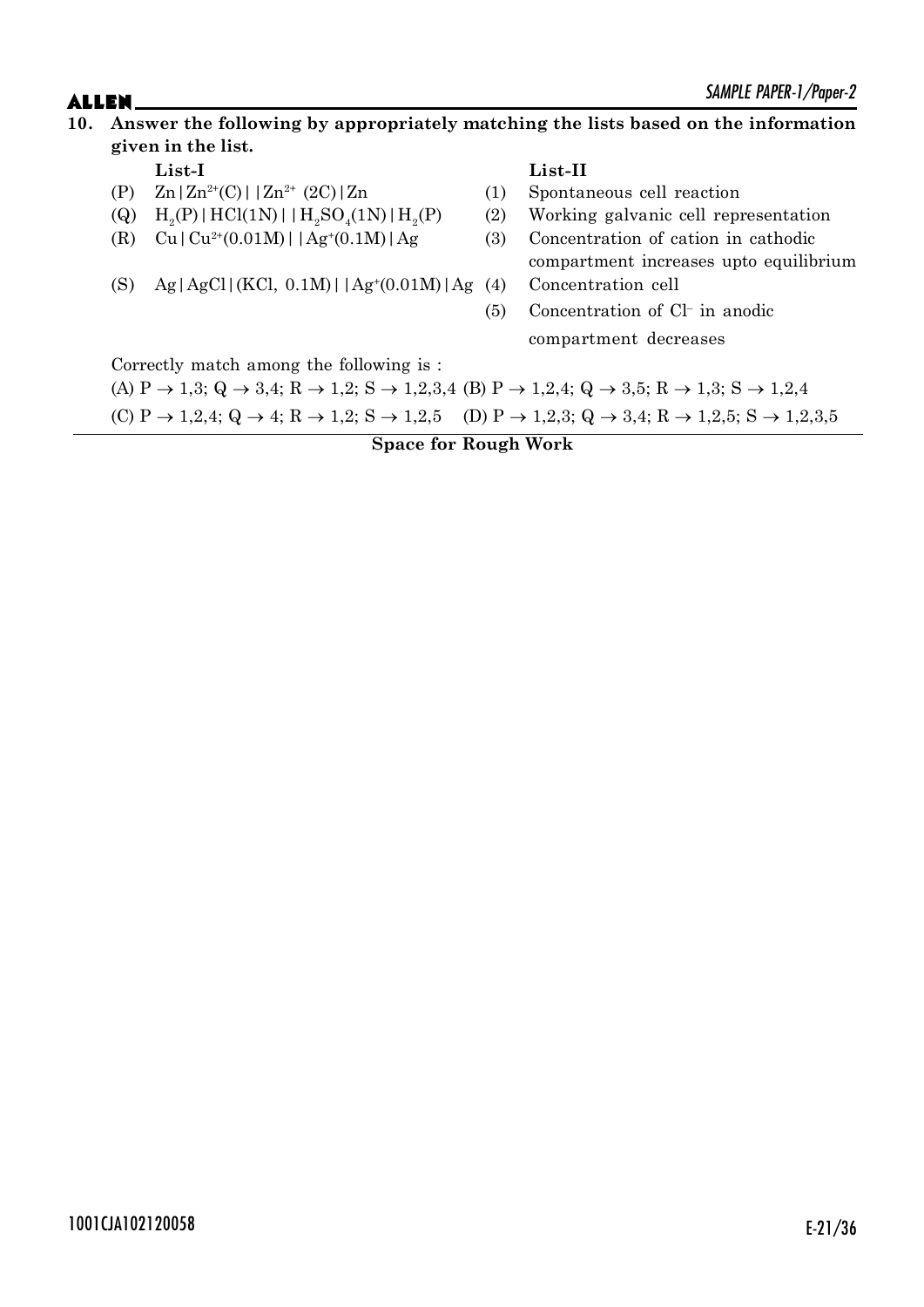**10. Answer the following by appropriately matching the lists based on the information given in the list.**

| | **List-I** | | **List-II** |
|---|---|---|---|
| (P) | $Zn \mid Zn^{2+}(C) \mid\mid Zn^{2+}\ (2C) \mid Zn$ | (1) | Spontaneous cell reaction |
| (Q) | $H_2(P) \mid HCl(1N) \mid\mid H_2SO_4(1N) \mid H_2(P)$ | (2) | Working galvanic cell representation |
| (R) | $Cu \mid Cu^{2+}(0.01M) \mid\mid Ag^{+}(0.1M) \mid Ag$ | (3) | Concentration of cation in cathodic compartment increases upto equilibrium |
| (S) | $Ag \mid AgCl \mid (KCl,\ 0.1M) \mid\mid Ag^{+}(0.01M) \mid Ag$ | (4) | Concentration cell |
| | | (5) | Concentration of $Cl^-$ in anodic compartment decreases |

Correctly match among the following is :

(A) P → 1,3; Q → 3,4; R → 1,2; S → 1,2,3,4

(B) P → 1,2,4; Q → 3,5; R → 1,3; S → 1,2,4

(C) P → 1,2,4; Q → 4; R → 1,2; S → 1,2,5

(D) P → 1,2,3; Q → 3,4; R → 1,2,5; S → 1,2,3,5

**Space for Rough Work**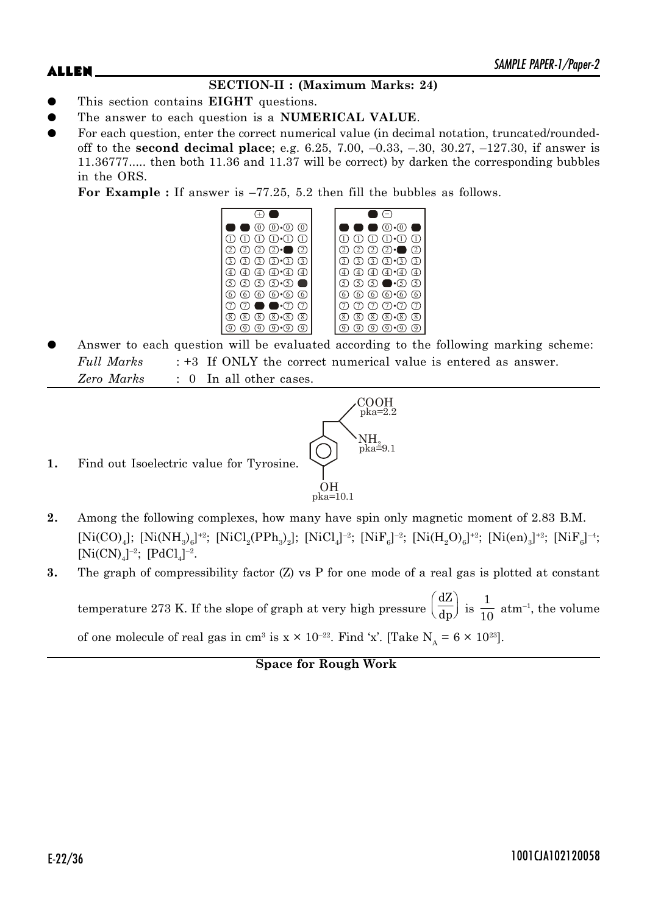## SECTION-II : (Maximum Marks: 24)

- This section contains **EIGHT** questions.
- The answer to each question is a **NUMERICAL VALUE**.
- For each question, enter the correct numerical value (in decimal notation, truncated/rounded-off to the **second decimal place**; e.g. 6.25, 7.00, –0.33, –.30, 30.27, –127.30, if answer is 11.36777..... then both 11.36 and 11.37 will be correct) by darken the corresponding bubbles in the ORS.

  **For Example :** If answer is –77.25, 5.2 then fill the bubbles as follows.

- Answer to each question will be evaluated according to the following marking scheme:

  *Full Marks* : +3 If ONLY the correct numerical value is entered as answer.

  *Zero Marks* : 0 In all other cases.

---

**1.** Find out Isoelectric value for Tyrosine.

(Structure: para-hydroxyphenyl–$CH_2$–CH($NH_2$)–COOH; COOH pka=2.2, $NH_2$ pka=9.1, OH pka=10.1)

**2.** Among the following complexes, how many have spin only magnetic moment of 2.83 B.M.

$[Ni(CO)_4]$; $[Ni(NH_3)_6]^{+2}$; $[NiCl_2(PPh_3)_2]$; $[NiCl_4]^{-2}$; $[NiF_6]^{-2}$; $[Ni(H_2O)_6]^{+2}$; $[Ni(en)_3]^{+2}$; $[NiF_6]^{-4}$; $[Ni(CN)_4]^{-2}$; $[PdCl_4]^{-2}$.

**3.** The graph of compressibility factor (Z) vs P for one mode of a real gas is plotted at constant temperature 273 K. If the slope of graph at very high pressure $\left(\frac{dZ}{dp}\right)$ is $\frac{1}{10}$ atm$^{-1}$, the volume of one molecule of real gas in cm$^3$ is x × $10^{-22}$. Find 'x'. [Take $N_A = 6 \times 10^{23}$].

**Space for Rough Work**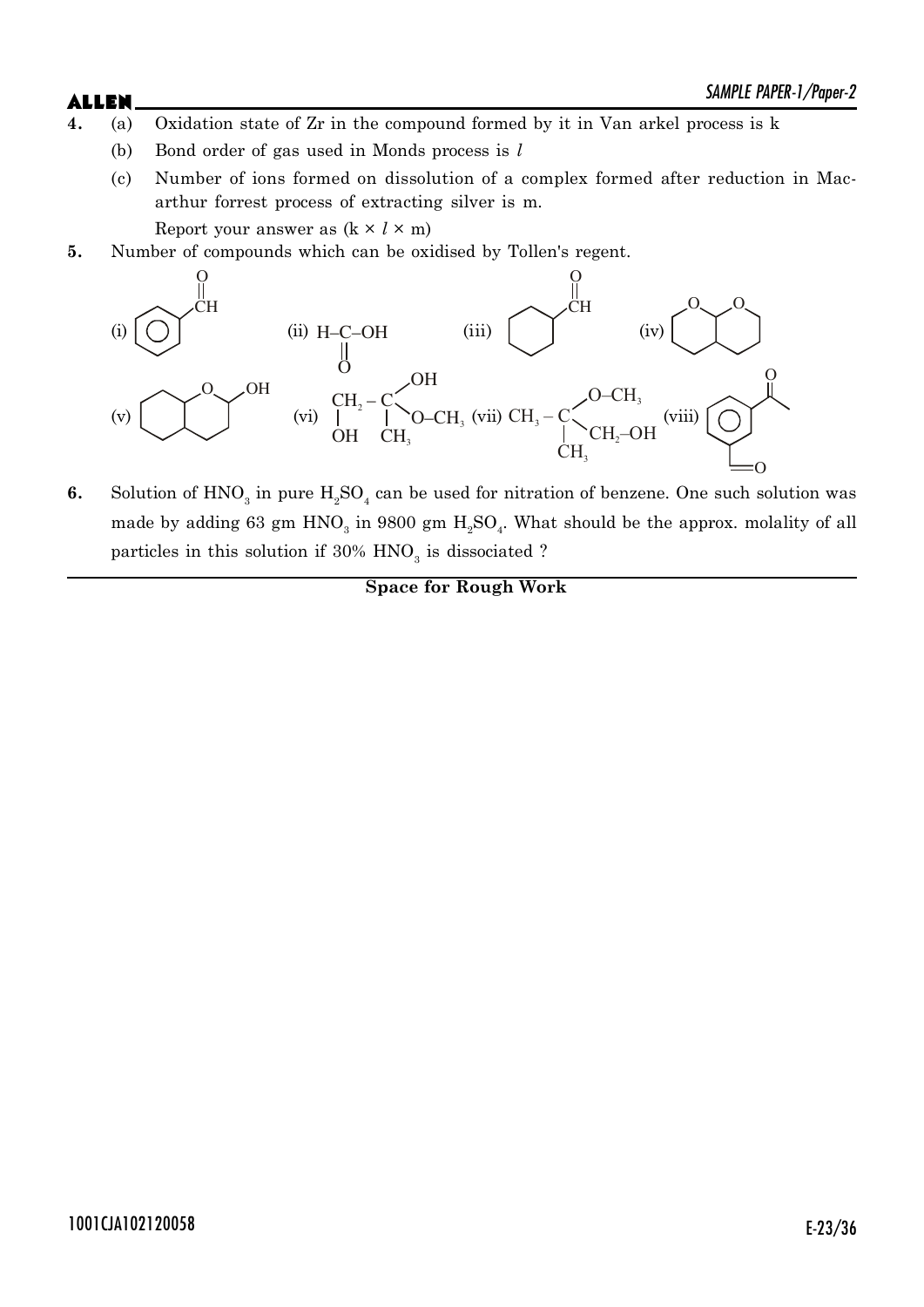**4.** (a) Oxidation state of Zr in the compound formed by it in Van arkel process is k

(b) Bond order of gas used in Monds process is $l$

(c) Number of ions formed on dissolution of a complex formed after reduction in Mac-arthur forrest process of extracting silver is m.

Report your answer as $(k \times l \times m)$

**5.** Number of compounds which can be oxidised by Tollen's regent.

(i) $C_6H_5$–CHO (ii) H–C(=O)–OH (iii) $C_6H_{11}$–CHO (iv) bicyclic acetal (two fused rings with O–CH–O) (v) bicyclic hemiacetal (ring O with adjacent CH–OH) (vi) $CH_2(OH)$–C(OH)(O–$CH_3$)($CH_3$) (vii) $CH_3$–C(O–$CH_3$)($CH_3$)–$CH_2$–OH (viii) benzene ring bearing –C(=O)$CH_3$ and –CH=O (meta)

**6.** Solution of $HNO_3$ in pure $H_2SO_4$ can be used for nitration of benzene. One such solution was made by adding 63 gm $HNO_3$ in 9800 gm $H_2SO_4$. What should be the approx. molality of all particles in this solution if 30% $HNO_3$ is dissociated ?

**Space for Rough Work**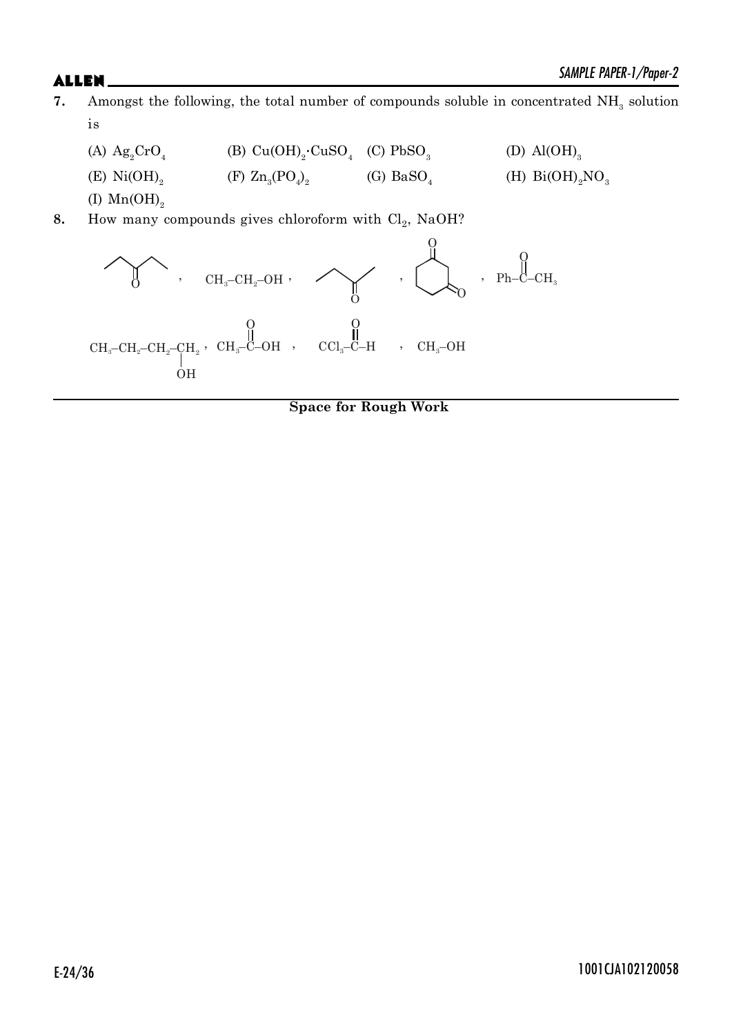**7.** Amongst the following, the total number of compounds soluble in concentrated $NH_3$ solution is

(A) $Ag_2CrO_4$ (B) $Cu(OH)_2 \cdot CuSO_4$ (C) $PbSO_3$ (D) $Al(OH)_3$

(E) $Ni(OH)_2$ (F) $Zn_3(PO_4)_2$ (G) $BaSO_4$ (H) $Bi(OH)_2NO_3$

(I) $Mn(OH)_2$

**8.** How many compounds gives chloroform with $Cl_2$, NaOH?

Pentan-3-one (skeletal structure), $CH_3-CH_2-OH$, Butan-2-one (skeletal structure), Cyclohexane-1,3-dione (skeletal structure), $Ph-\overset{O}{\overset{||}{C}}-CH_3$

$CH_3-CH_2-CH_2-\underset{OH}{\underset{|}{CH_2}}$, $CH_3-\overset{O}{\overset{||}{C}}-OH$, $CCl_3-\overset{O}{\overset{||}{C}}-H$, $CH_3-OH$

**Space for Rough Work**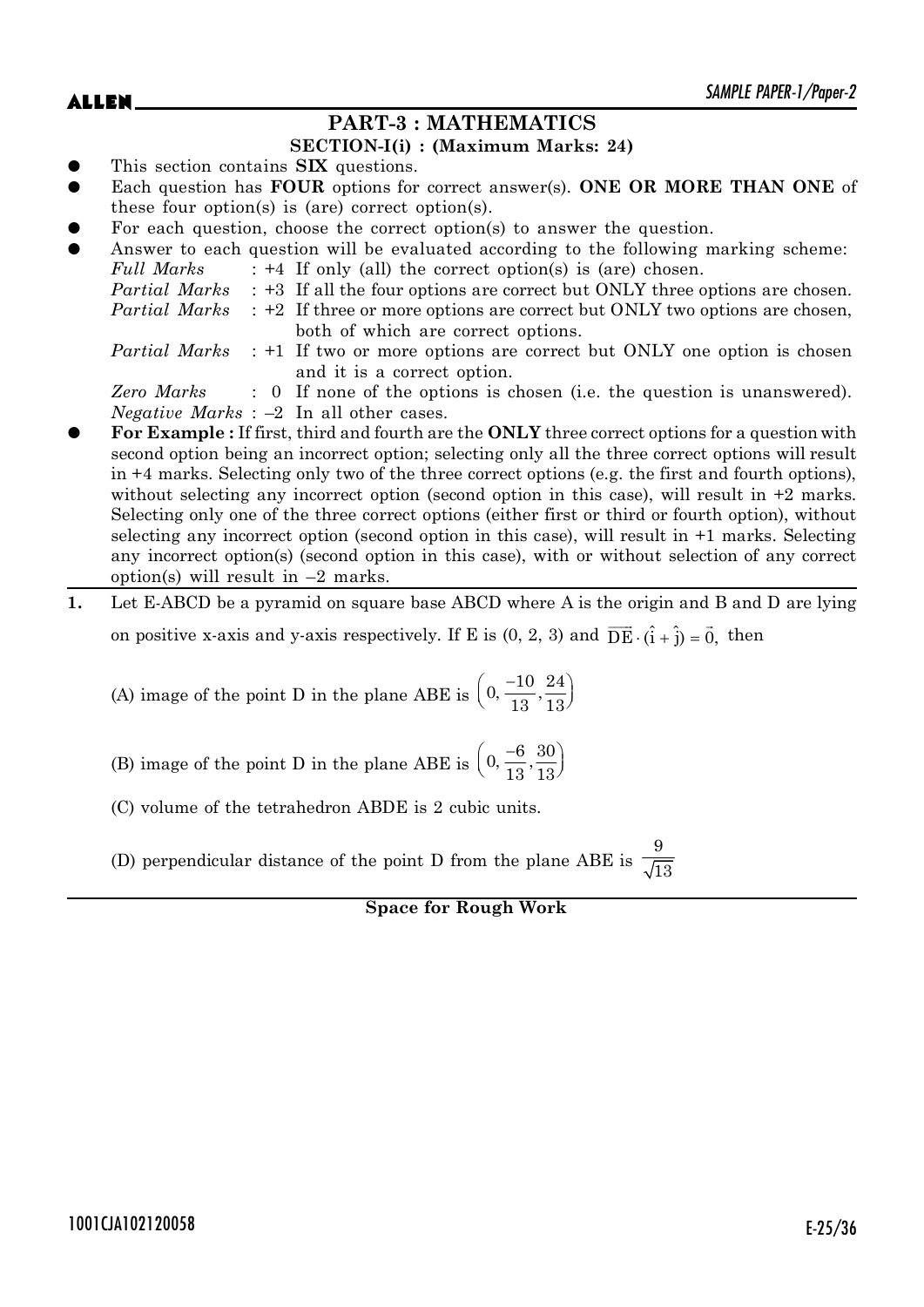# PART-3 : MATHEMATICS

## SECTION-I(i) : (Maximum Marks: 24)

- This section contains **SIX** questions.
- Each question has **FOUR** options for correct answer(s). **ONE OR MORE THAN ONE** of these four option(s) is (are) correct option(s).
- For each question, choose the correct option(s) to answer the question.
- Answer to each question will be evaluated according to the following marking scheme:
  *Full Marks* : +4 If only (all) the correct option(s) is (are) chosen.
  *Partial Marks* : +3 If all the four options are correct but ONLY three options are chosen.
  *Partial Marks* : +2 If three or more options are correct but ONLY two options are chosen, both of which are correct options.
  *Partial Marks* : +1 If two or more options are correct but ONLY one option is chosen and it is a correct option.
  *Zero Marks* : 0 If none of the options is chosen (i.e. the question is unanswered).
  *Negative Marks* : –2 In all other cases.
- **For Example :** If first, third and fourth are the **ONLY** three correct options for a question with second option being an incorrect option; selecting only all the three correct options will result in +4 marks. Selecting only two of the three correct options (e.g. the first and fourth options), without selecting any incorrect option (second option in this case), will result in +2 marks. Selecting only one of the three correct options (either first or third or fourth option), without selecting any incorrect option (second option in this case), will result in +1 marks. Selecting any incorrect option(s) (second option in this case), with or without selection of any correct option(s) will result in –2 marks.

**1.** Let E-ABCD be a pyramid on square base ABCD where A is the origin and B and D are lying on positive x-axis and y-axis respectively. If E is (0, 2, 3) and $\overrightarrow{DE}\cdot(\hat{i}+\hat{j})=\vec{0}$, then

(A) image of the point D in the plane ABE is $\left(0, \frac{-10}{13}, \frac{24}{13}\right)$

(B) image of the point D in the plane ABE is $\left(0, \frac{-6}{13}, \frac{30}{13}\right)$

(C) volume of the tetrahedron ABDE is 2 cubic units.

(D) perpendicular distance of the point D from the plane ABE is $\frac{9}{\sqrt{13}}$

**Space for Rough Work**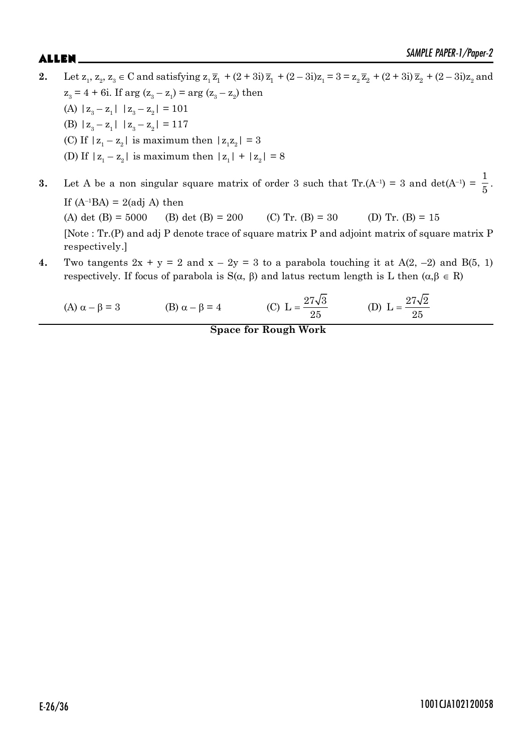**2.** Let $z_1, z_2, z_3 \in C$ and satisfying $z_1\bar{z}_1 + (2+3i)\bar{z}_1 + (2-3i)z_1 = 3 = z_2\bar{z}_2 + (2+3i)\bar{z}_2 + (2-3i)z_2$ and $z_3 = 4 + 6i$. If $\arg(z_3 - z_1) = \arg(z_3 - z_2)$ then

(A) $|z_3 - z_1|\ |z_3 - z_2| = 101$

(B) $|z_3 - z_1|\ |z_3 - z_2| = 117$

(C) If $|z_1 - z_2|$ is maximum then $|z_1 z_2| = 3$

(D) If $|z_1 - z_2|$ is maximum then $|z_1| + |z_2| = 8$

**3.** Let A be a non singular square matrix of order 3 such that Tr.$(A^{-1}) = 3$ and $\det(A^{-1}) = \frac{1}{5}$. If $(A^{-1}BA) = 2(\text{adj } A)$ then

(A) det (B) = 5000 (B) det (B) = 200 (C) Tr. (B) = 30 (D) Tr. (B) = 15

[Note : Tr.(P) and adj P denote trace of square matrix P and adjoint matrix of square matrix P respectively.]

**4.** Two tangents $2x + y = 2$ and $x - 2y = 3$ to a parabola touching it at A(2, –2) and B(5, 1) respectively. If focus of parabola is $S(\alpha, \beta)$ and latus rectum length is L then $(\alpha, \beta \in R)$

(A) $\alpha - \beta = 3$ (B) $\alpha - \beta = 4$ (C) $L = \frac{27\sqrt{3}}{25}$ (D) $L = \frac{27\sqrt{2}}{25}$

**Space for Rough Work**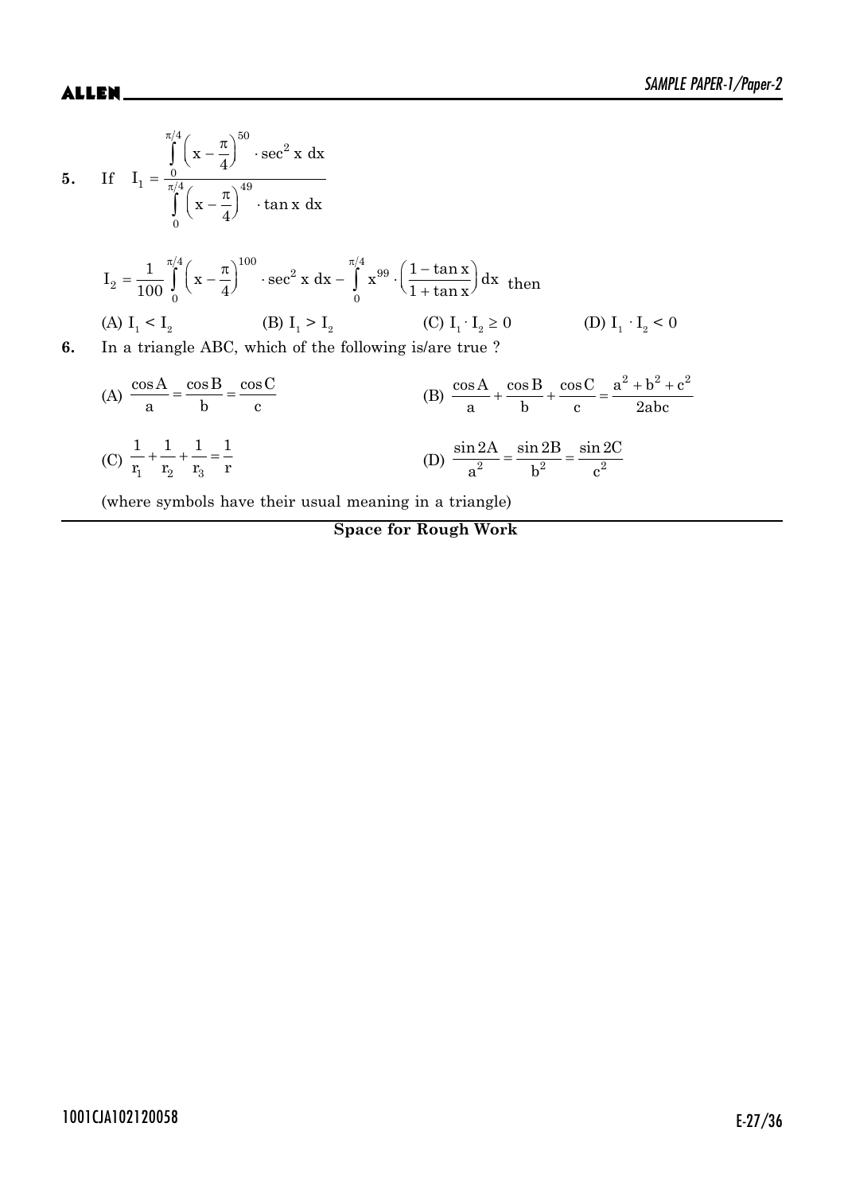**5.** If $I_1 = \dfrac{\int\limits_0^{\pi/4} \left(x - \dfrac{\pi}{4}\right)^{50} \cdot \sec^2 x \, dx}{\int\limits_0^{\pi/4} \left(x - \dfrac{\pi}{4}\right)^{49} \cdot \tan x \, dx}$

$$I_2 = \frac{1}{100} \int\limits_0^{\pi/4} \left(x - \frac{\pi}{4}\right)^{100} \cdot \sec^2 x \, dx - \int\limits_0^{\pi/4} x^{99} \cdot \left(\frac{1 - \tan x}{1 + \tan x}\right) dx \text{ then}$$

(A) $I_1 < I_2$ (B) $I_1 > I_2$ (C) $I_1 \cdot I_2 \geq 0$ (D) $I_1 \cdot I_2 < 0$

**6.** In a triangle ABC, which of the following is/are true ?

(A) $\dfrac{\cos A}{a} = \dfrac{\cos B}{b} = \dfrac{\cos C}{c}$

(B) $\dfrac{\cos A}{a} + \dfrac{\cos B}{b} + \dfrac{\cos C}{c} = \dfrac{a^2 + b^2 + c^2}{2abc}$

(C) $\dfrac{1}{r_1} + \dfrac{1}{r_2} + \dfrac{1}{r_3} = \dfrac{1}{r}$

(D) $\dfrac{\sin 2A}{a^2} = \dfrac{\sin 2B}{b^2} = \dfrac{\sin 2C}{c^2}$

(where symbols have their usual meaning in a triangle)

**Space for Rough Work**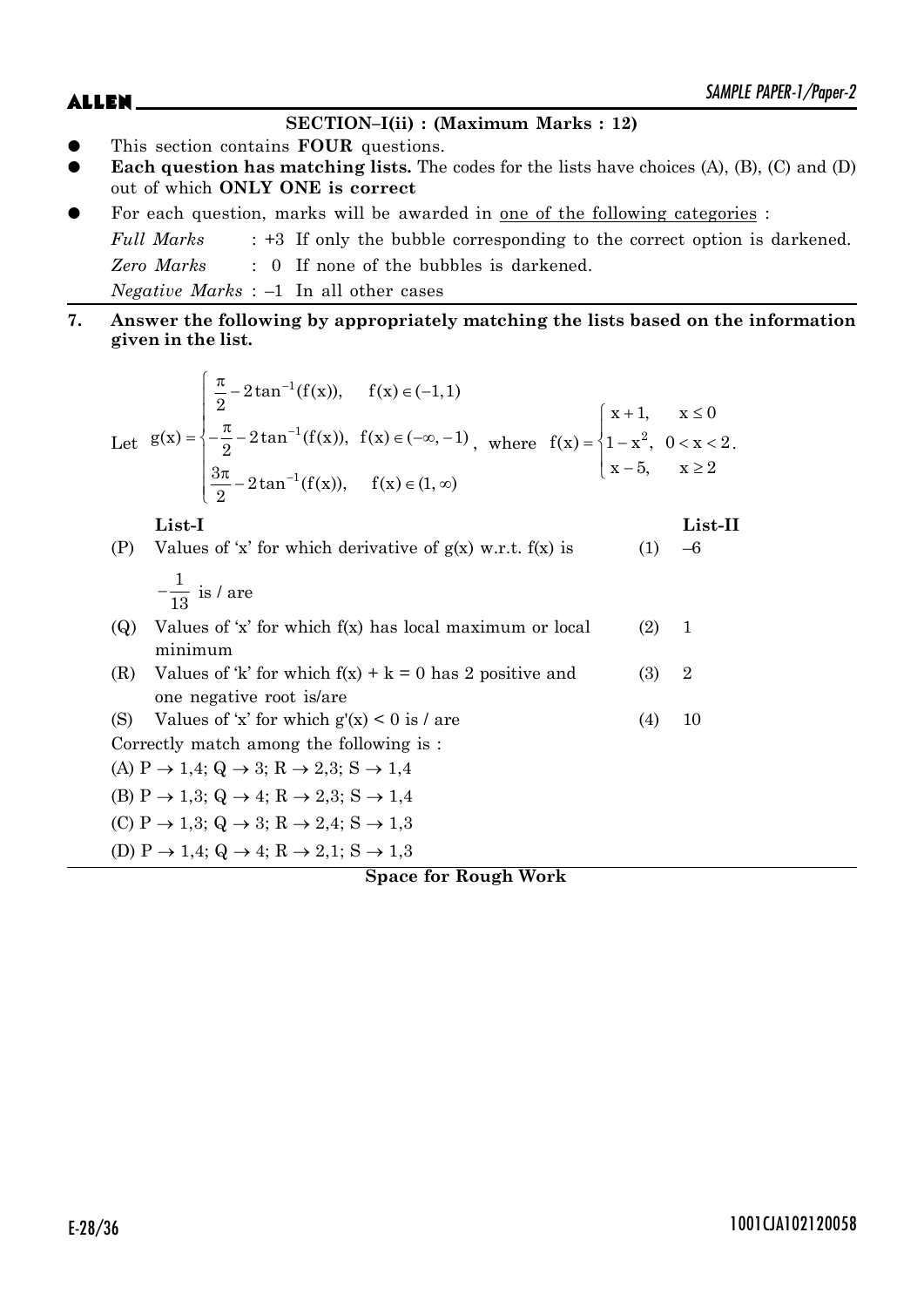## SECTION–I(ii) : (Maximum Marks : 12)

- This section contains **FOUR** questions.
- **Each question has matching lists.** The codes for the lists have choices (A), (B), (C) and (D) out of which **ONLY ONE is correct**
- For each question, marks will be awarded in one of the following categories :

  *Full Marks* : +3 If only the bubble corresponding to the correct option is darkened.

  *Zero Marks* : 0 If none of the bubbles is darkened.

  *Negative Marks* : –1 In all other cases

**7. Answer the following by appropriately matching the lists based on the information given in the list.**

Let $g(x) = \begin{cases} \dfrac{\pi}{2} - 2\tan^{-1}(f(x)), & f(x) \in (-1, 1) \\ -\dfrac{\pi}{2} - 2\tan^{-1}(f(x)), & f(x) \in (-\infty, -1) \\ \dfrac{3\pi}{2} - 2\tan^{-1}(f(x)), & f(x) \in (1, \infty) \end{cases}$, where $f(x) = \begin{cases} x+1, & x \le 0 \\ 1 - x^2, & 0 < x < 2 \\ x - 5, & x \ge 2 \end{cases}$.

| | List-I | | List-II |
|---|---|---|---|
| (P) | Values of 'x' for which derivative of g(x) w.r.t. f(x) is $-\dfrac{1}{13}$ is / are | (1) | –6 |
| (Q) | Values of 'x' for which f(x) has local maximum or local minimum | (2) | 1 |
| (R) | Values of 'k' for which f(x) + k = 0 has 2 positive and one negative root is/are | (3) | 2 |
| (S) | Values of 'x' for which g'(x) < 0 is / are | (4) | 10 |

Correctly match among the following is :

(A) P → 1,4; Q → 3; R → 2,3; S → 1,4

(B) P → 1,3; Q → 4; R → 2,3; S → 1,4

(C) P → 1,3; Q → 3; R → 2,4; S → 1,3

(D) P → 1,4; Q → 4; R → 2,1; S → 1,3

**Space for Rough Work**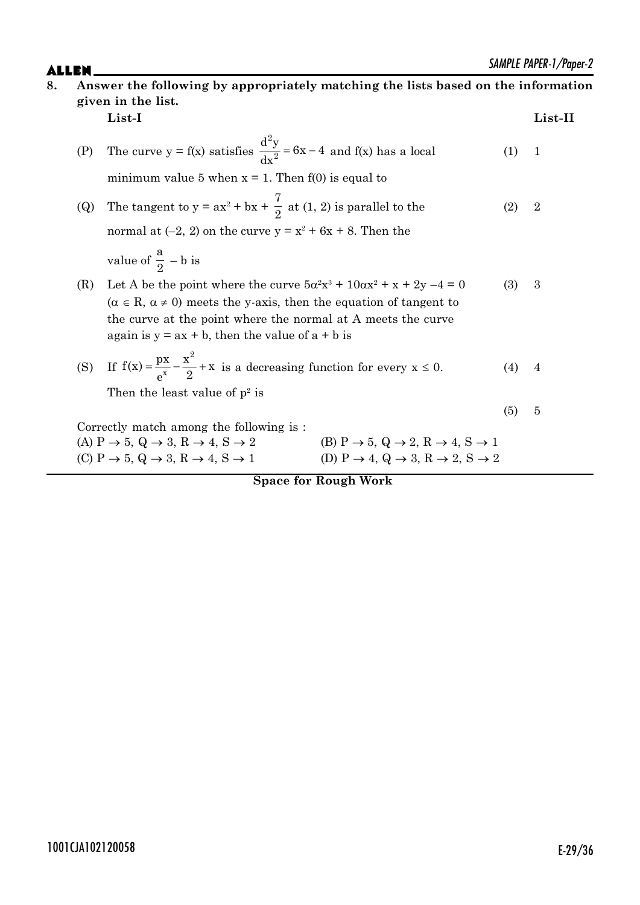**8. Answer the following by appropriately matching the lists based on the information given in the list.**

| | **List-I** | | **List-II** |
|---|---|---|---|
| (P) | The curve $y = f(x)$ satisfies $\frac{d^2y}{dx^2} = 6x - 4$ and $f(x)$ has a local minimum value 5 when $x = 1$. Then $f(0)$ is equal to | (1) | 1 |
| (Q) | The tangent to $y = ax^2 + bx + \frac{7}{2}$ at $(1, 2)$ is parallel to the normal at $(-2, 2)$ on the curve $y = x^2 + 6x + 8$. Then the value of $\frac{a}{2} - b$ is | (2) | 2 |
| (R) | Let A be the point where the curve $5\alpha^2x^3 + 10\alpha x^2 + x + 2y - 4 = 0$ ($\alpha \in R, \alpha \neq 0$) meets the y-axis, then the equation of tangent to the curve at the point where the normal at A meets the curve again is $y = ax + b$, then the value of $a + b$ is | (3) | 3 |
| (S) | If $f(x) = \frac{px}{e^x} - \frac{x^2}{2} + x$ is a decreasing function for every $x \leq 0$. Then the least value of $p^2$ is | (4) | 4 |
| | | (5) | 5 |

Correctly match among the following is :

(A) $P \to 5, Q \to 3, R \to 4, S \to 2$

(B) $P \to 5, Q \to 2, R \to 4, S \to 1$

(C) $P \to 5, Q \to 3, R \to 4, S \to 1$

(D) $P \to 4, Q \to 3, R \to 2, S \to 2$

**Space for Rough Work**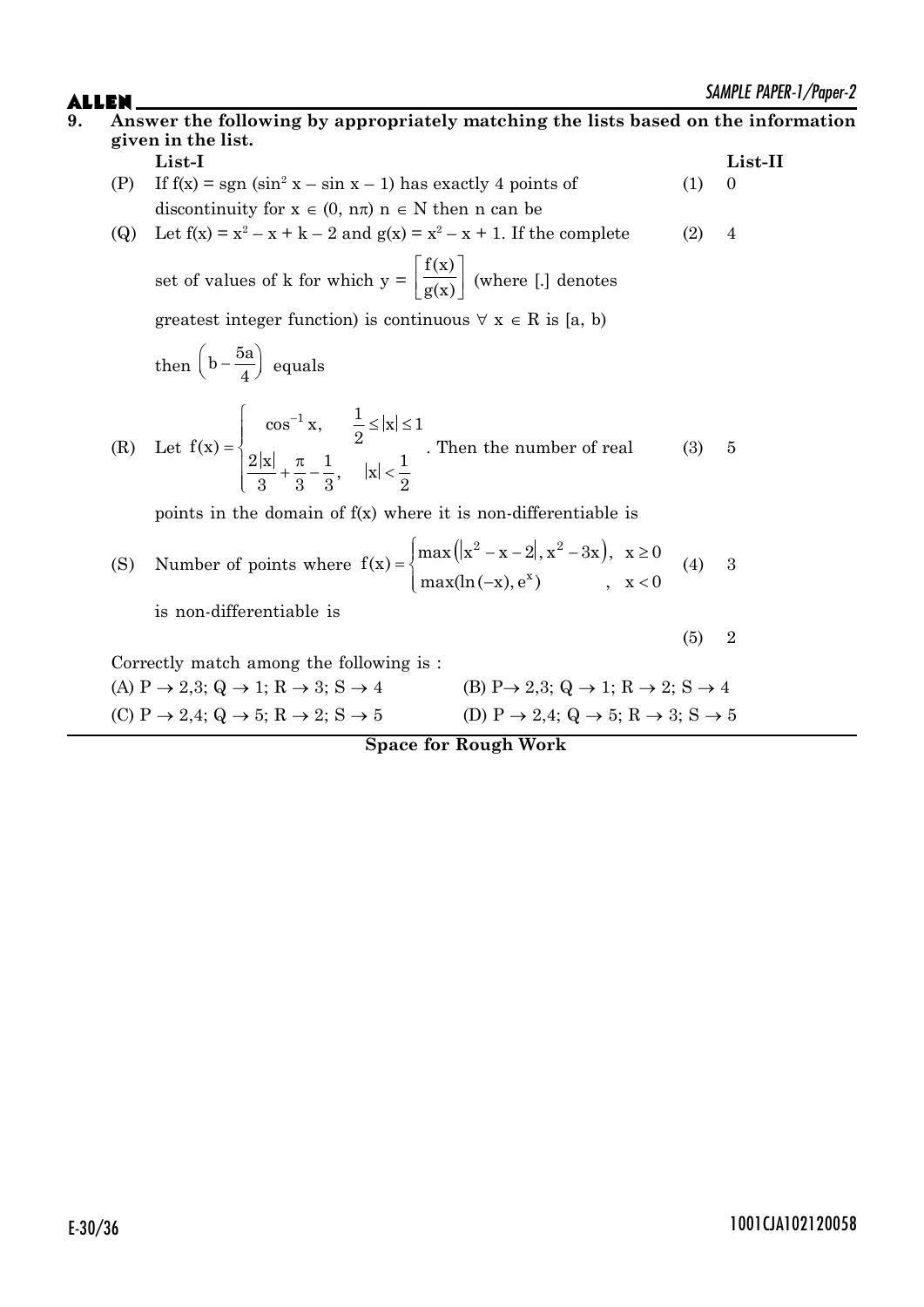**9. Answer the following by appropriately matching the lists based on the information given in the list.**

| | List-I | | List-II |
|---|---|---|---|
| (P) | If $f(x) = \text{sgn}(\sin^2 x - \sin x - 1)$ has exactly 4 points of discontinuity for $x \in (0, n\pi)$ $n \in N$ then n can be | (1) | 0 |
| (Q) | Let $f(x) = x^2 - x + k - 2$ and $g(x) = x^2 - x + 1$. If the complete set of values of k for which $y = \left[\frac{f(x)}{g(x)}\right]$ (where [.] denotes greatest integer function) is continuous $\forall$ $x \in R$ is [a, b) then $\left(b - \frac{5a}{4}\right)$ equals | (2) | 4 |
| (R) | Let $f(x) = \begin{cases} \cos^{-1} x, & \frac{1}{2} \leq \lvert x \rvert \leq 1 \\ \frac{2\lvert x \rvert}{3} + \frac{\pi}{3} - \frac{1}{3}, & \lvert x \rvert < \frac{1}{2} \end{cases}$. Then the number of real points in the domain of f(x) where it is non-differentiable is | (3) | 5 |
| (S) | Number of points where $f(x) = \begin{cases} \max\left(\lvert x^2 - x - 2 \rvert, x^2 - 3x\right), & x \geq 0 \\ \max(\ln(-x), e^x), & x < 0 \end{cases}$ is non-differentiable is | (4) | 3 |
| | | (5) | 2 |

Correctly match among the following is :

(A) P $\rightarrow$ 2,3; Q $\rightarrow$ 1; R $\rightarrow$ 3; S $\rightarrow$ 4

(B) P$\rightarrow$ 2,3; Q $\rightarrow$ 1; R $\rightarrow$ 2; S $\rightarrow$ 4

(C) P $\rightarrow$ 2,4; Q $\rightarrow$ 5; R $\rightarrow$ 2; S $\rightarrow$ 5

(D) P $\rightarrow$ 2,4; Q $\rightarrow$ 5; R $\rightarrow$ 3; S $\rightarrow$ 5

**Space for Rough Work**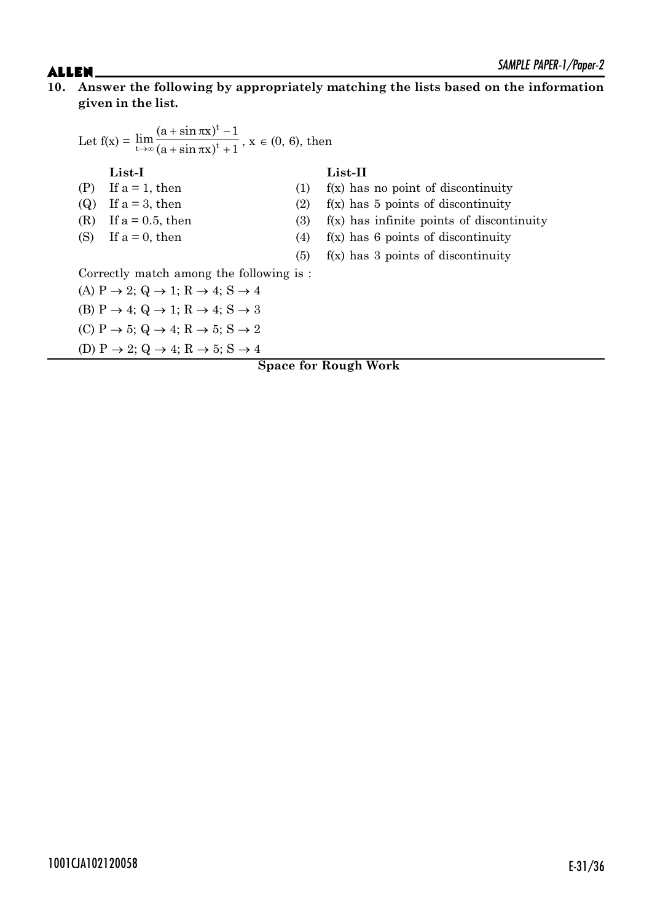**10. Answer the following by appropriately matching the lists based on the information given in the list.**

Let $f(x) = \lim\limits_{t \to \infty} \dfrac{(a + \sin \pi x)^t - 1}{(a + \sin \pi x)^t + 1}$, $x \in (0, 6)$, then

| **List-I** | | **List-II** | |
|---|---|---|---|
| (P) | If a = 1, then | (1) | f(x) has no point of discontinuity |
| (Q) | If a = 3, then | (2) | f(x) has 5 points of discontinuity |
| (R) | If a = 0.5, then | (3) | f(x) has infinite points of discontinuity |
| (S) | If a = 0, then | (4) | f(x) has 6 points of discontinuity |
| | | (5) | f(x) has 3 points of discontinuity |

Correctly match among the following is :

(A) P → 2; Q → 1; R → 4; S → 4

(B) P → 4; Q → 1; R → 4; S → 3

(C) P → 5; Q → 4; R → 5; S → 2

(D) P → 2; Q → 4; R → 5; S → 4

**Space for Rough Work**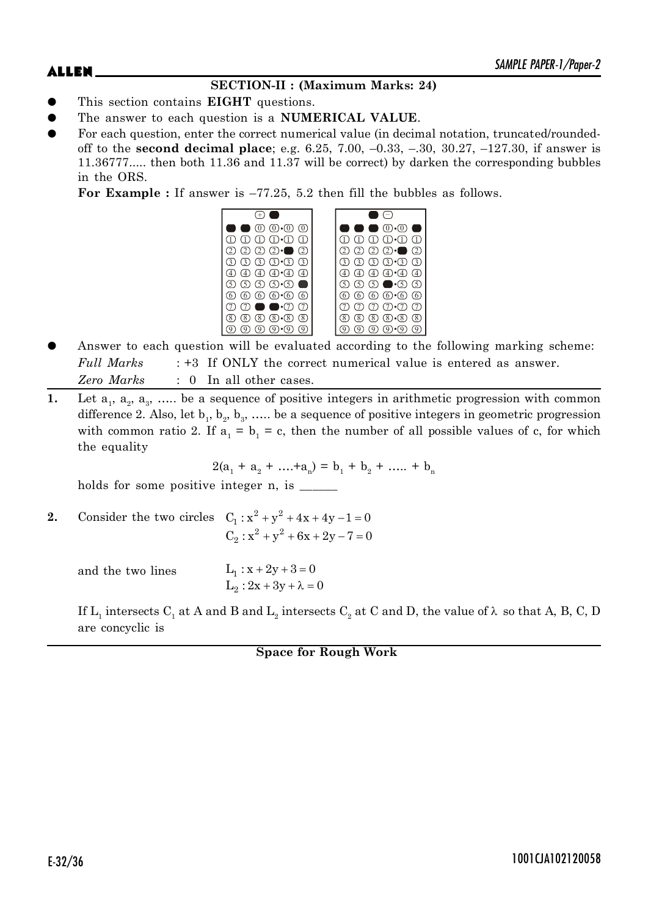## SECTION-II : (Maximum Marks: 24)

- This section contains **EIGHT** questions.
- The answer to each question is a **NUMERICAL VALUE**.
- For each question, enter the correct numerical value (in decimal notation, truncated/rounded-off to the **second decimal place**; e.g. 6.25, 7.00, –0.33, –.30, 30.27, –127.30, if answer is 11.36777..... then both 11.36 and 11.37 will be correct) by darken the corresponding bubbles in the ORS.

  **For Example :** If answer is –77.25, 5.2 then fill the bubbles as follows.

- Answer to each question will be evaluated according to the following marking scheme:

  *Full Marks* : +3 If ONLY the correct numerical value is entered as answer.

  *Zero Marks* : 0 In all other cases.

**1.** Let $a_1$, $a_2$, $a_3$, ..... be a sequence of positive integers in arithmetic progression with common difference 2. Also, let $b_1$, $b_2$, $b_3$, ..... be a sequence of positive integers in geometric progression with common ratio 2. If $a_1 = b_1 = c$, then the number of all possible values of c, for which the equality

$$2(a_1 + a_2 + \ldots + a_n) = b_1 + b_2 + \ldots + b_n$$

holds for some positive integer n, is ______

**2.** Consider the two circles
$$C_1 : x^2 + y^2 + 4x + 4y - 1 = 0$$
$$C_2 : x^2 + y^2 + 6x + 2y - 7 = 0$$

and the two lines
$$L_1 : x + 2y + 3 = 0$$
$$L_2 : 2x + 3y + \lambda = 0$$

If $L_1$ intersects $C_1$ at A and B and $L_2$ intersects $C_2$ at C and D, the value of $\lambda$ so that A, B, C, D are concyclic is

**Space for Rough Work**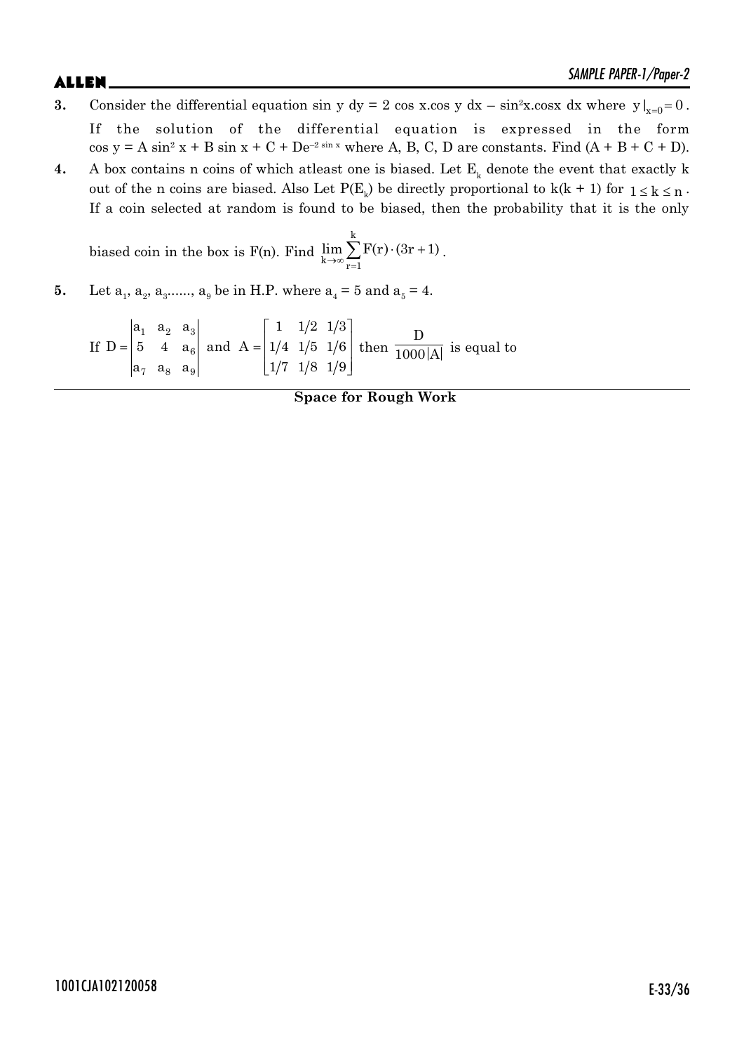**3.** Consider the differential equation sin y dy = 2 cos x.cos y dx – $\sin^2$x.cosx dx where $y|_{x=0} = 0$. If the solution of the differential equation is expressed in the form $\cos y = A\sin^2 x + B\sin x + C + De^{-2\sin x}$ where A, B, C, D are constants. Find (A + B + C + D).

**4.** A box contains n coins of which atleast one is biased. Let $E_k$ denote the event that exactly k out of the n coins are biased. Also Let $P(E_k)$ be directly proportional to k(k + 1) for $1 \le k \le n$. If a coin selected at random is found to be biased, then the probability that it is the only biased coin in the box is F(n). Find $\lim\limits_{k\to\infty}\sum\limits_{r=1}^{k} F(r)\cdot(3r+1)$.

**5.** Let $a_1, a_2, a_3, \ldots, a_9$ be in H.P. where $a_4 = 5$ and $a_5 = 4$.

If $D = \begin{vmatrix} a_1 & a_2 & a_3 \\ 5 & 4 & a_6 \\ a_7 & a_8 & a_9 \end{vmatrix}$ and $A = \begin{bmatrix} 1 & 1/2 & 1/3 \\ 1/4 & 1/5 & 1/6 \\ 1/7 & 1/8 & 1/9 \end{bmatrix}$ then $\dfrac{D}{1000|A|}$ is equal to

**Space for Rough Work**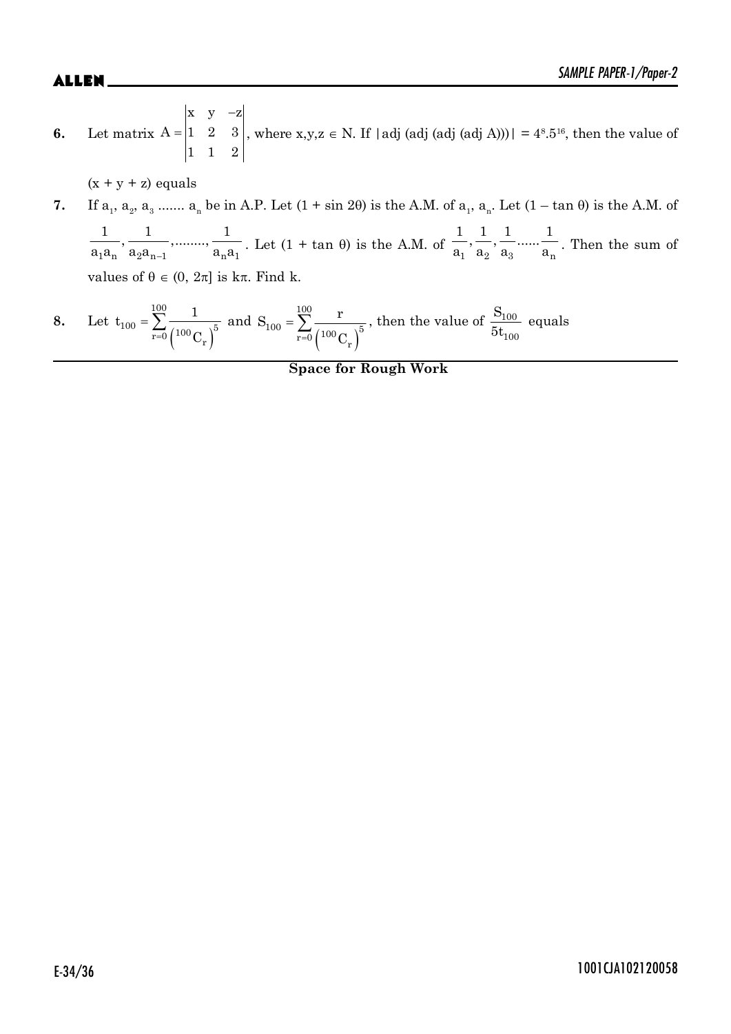**6.** Let matrix $A = \begin{vmatrix} x & y & -z \\ 1 & 2 & 3 \\ 1 & 1 & 2 \end{vmatrix}$, where $x,y,z \in N$. If $|\text{adj}(\text{adj}(\text{adj}(\text{adj } A)))| = 4^8.5^{16}$, then the value of $(x + y + z)$ equals

**7.** If $a_1, a_2, a_3$ ....... $a_n$ be in A.P. Let $(1 + \sin 2\theta)$ is the A.M. of $a_1$, $a_n$. Let $(1 - \tan\theta)$ is the A.M. of $\frac{1}{a_1a_n}, \frac{1}{a_2a_{n-1}}, ........., \frac{1}{a_na_1}$. Let $(1 + \tan\theta)$ is the A.M. of $\frac{1}{a_1}, \frac{1}{a_2}, \frac{1}{a_3} ...... \frac{1}{a_n}$. Then the sum of values of $\theta \in (0, 2\pi]$ is $k\pi$. Find k.

**8.** Let $t_{100} = \sum_{r=0}^{100} \frac{1}{\left({}^{100}C_r\right)^5}$ and $S_{100} = \sum_{r=0}^{100} \frac{r}{\left({}^{100}C_r\right)^5}$, then the value of $\frac{S_{100}}{5t_{100}}$ equals

**Space for Rough Work**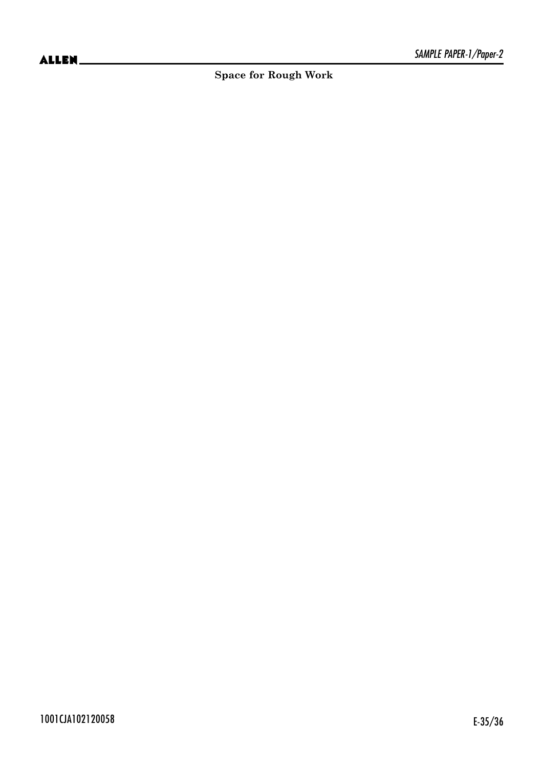**Space for Rough Work**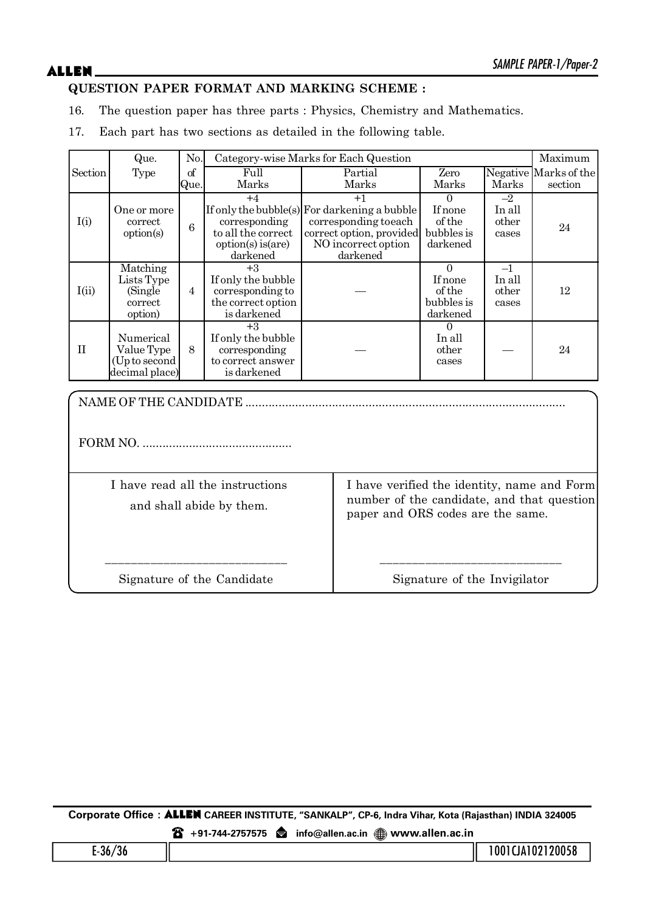**QUESTION PAPER FORMAT AND MARKING SCHEME :**

16. The question paper has three parts : Physics, Chemistry and Mathematics.

17. Each part has two sections as detailed in the following table.

| Section | Que. Type | No. of Que. | Category-wise Marks for Each Question | | | | Maximum Marks of the section |
|---|---|---|---|---|---|---|---|
| | | | Full Marks | Partial Marks | Zero Marks | Negative Marks | |
| I(i) | One or more correct option(s) | 6 | +4 If only the bubble(s) corresponding to all the correct option(s) is(are) darkened | +1 For darkening a bubble corresponding to each correct option, provided NO incorrect option darkened | 0 If none of the bubbles is darkened | –2 In all other cases | 24 |
| I(ii) | Matching Lists Type (Single correct option) | 4 | +3 If only the bubble corresponding to the correct option is darkened | — | 0 If none of the bubbles is darkened | –1 In all other cases | 12 |
| II | Numerical Value Type (Up to second decimal place) | 8 | +3 If only the bubble corresponding to correct answer is darkened | — | 0 In all other cases | — | 24 |

NAME OF THE CANDIDATE ................................................................................................

FORM NO. .............................................

| | |
|---|---|
| I have read all the instructions and shall abide by them. | I have verified the identity, name and Form number of the candidate, and that question paper and ORS codes are the same. |
| ____________________________ | ____________________________ |
| Signature of the Candidate | Signature of the Invigilator |

**Corporate Office : ALLEN CAREER INSTITUTE, "SANKALP", CP-6, Indra Vihar, Kota (Rajasthan) INDIA 324005**

+91-744-2757575 info@allen.ac.in www.allen.ac.in

1001CJA102120058